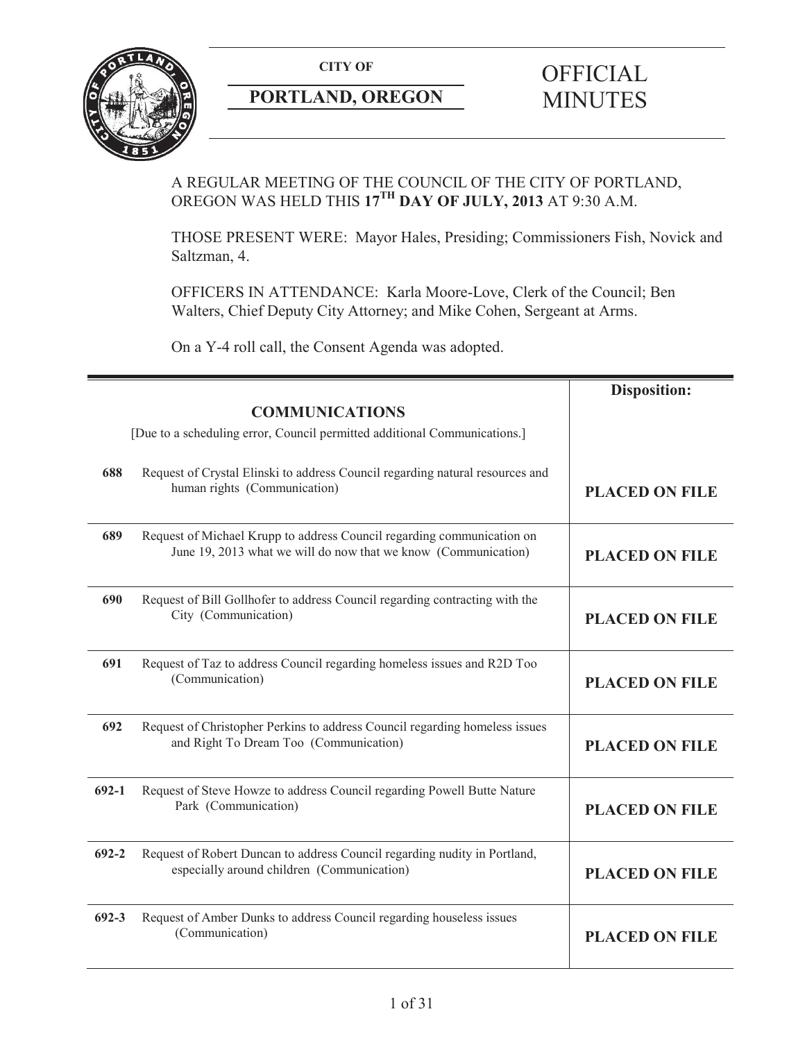**CITY OF**

**PORTLAND, OREGON**

# OFFICIAL MINUTES

A REGULAR MEETING OF THE COUNCIL OF THE CITY OF PORTLAND, OREGON WAS HELD THIS **17TH DAY OF JULY, 2013** AT 9:30 A.M.

THOSE PRESENT WERE: Mayor Hales, Presiding; Commissioners Fish, Novick and Saltzman, 4.

OFFICERS IN ATTENDANCE: Karla Moore-Love, Clerk of the Council; Ben Walters, Chief Deputy City Attorney; and Mike Cohen, Sergeant at Arms.

On a Y-4 roll call, the Consent Agenda was adopted.

| | | **Disposition:** |
|---|---|---|
| | **COMMUNICATIONS**<br>[Due to a scheduling error, Council permitted additional Communications.] | |
| **688** | Request of Crystal Elinski to address Council regarding natural resources and human rights (Communication) | **PLACED ON FILE** |
| **689** | Request of Michael Krupp to address Council regarding communication on June 19, 2013 what we will do now that we know (Communication) | **PLACED ON FILE** |
| **690** | Request of Bill Gollhofer to address Council regarding contracting with the City (Communication) | **PLACED ON FILE** |
| **691** | Request of Taz to address Council regarding homeless issues and R2D Too (Communication) | **PLACED ON FILE** |
| **692** | Request of Christopher Perkins to address Council regarding homeless issues and Right To Dream Too (Communication) | **PLACED ON FILE** |
| **692-1** | Request of Steve Howze to address Council regarding Powell Butte Nature Park (Communication) | **PLACED ON FILE** |
| **692-2** | Request of Robert Duncan to address Council regarding nudity in Portland, especially around children (Communication) | **PLACED ON FILE** |
| **692-3** | Request of Amber Dunks to address Council regarding houseless issues (Communication) | **PLACED ON FILE** |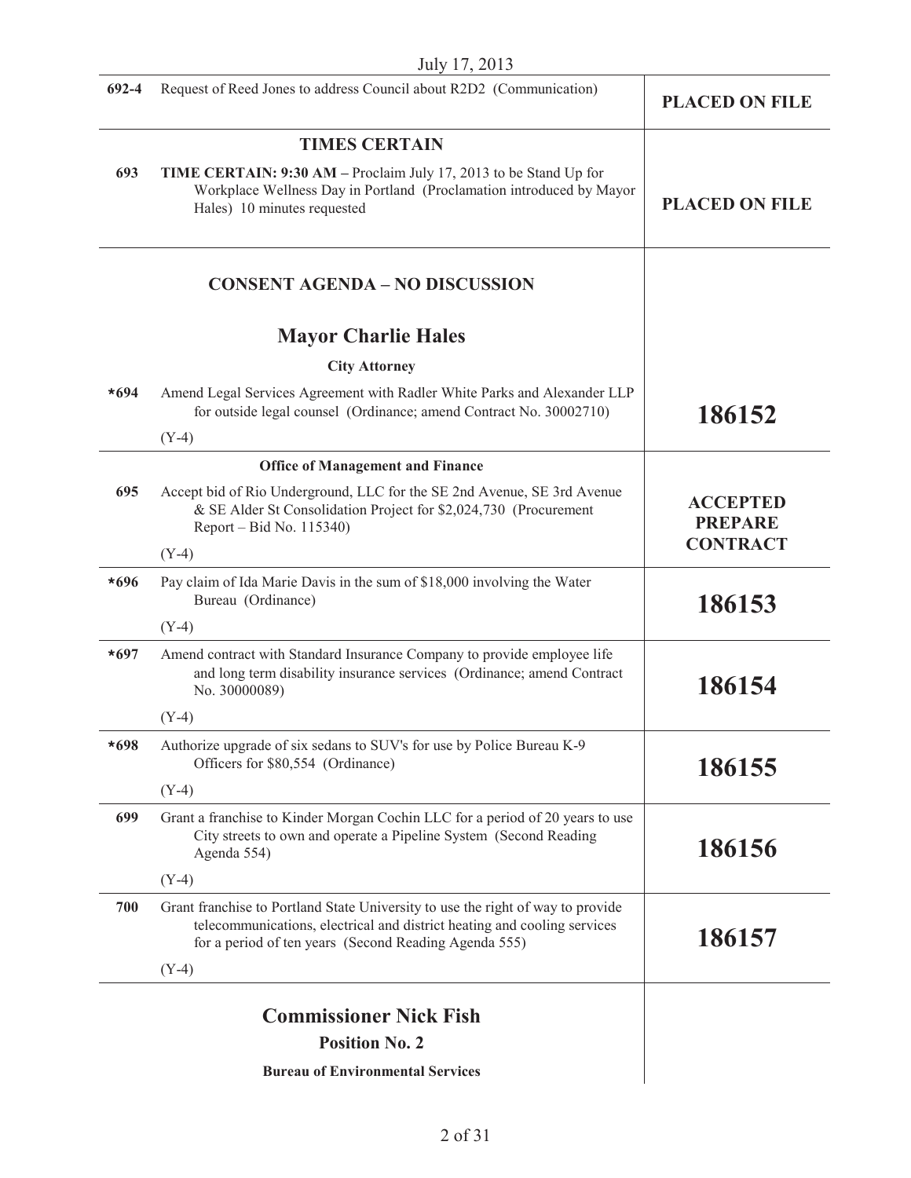July 17, 2013

| | | |
|---|---|---|
| 692-4 | Request of Reed Jones to address Council about R2D2 (Communication) | **PLACED ON FILE** |
| | **TIMES CERTAIN** | |
| 693 | **TIME CERTAIN: 9:30 AM –** Proclaim July 17, 2013 to be Stand Up for Workplace Wellness Day in Portland (Proclamation introduced by Mayor Hales) 10 minutes requested | **PLACED ON FILE** |
| | **CONSENT AGENDA – NO DISCUSSION** | |
| | **Mayor Charlie Hales** | |
| | **City Attorney** | |
| *694 | Amend Legal Services Agreement with Radler White Parks and Alexander LLP for outside legal counsel (Ordinance; amend Contract No. 30002710)<br>(Y-4) | **186152** |
| | **Office of Management and Finance** | |
| 695 | Accept bid of Rio Underground, LLC for the SE 2nd Avenue, SE 3rd Avenue & SE Alder St Consolidation Project for $2,024,730 (Procurement Report – Bid No. 115340)<br>(Y-4) | **ACCEPTED PREPARE CONTRACT** |
| *696 | Pay claim of Ida Marie Davis in the sum of $18,000 involving the Water Bureau (Ordinance)<br>(Y-4) | **186153** |
| *697 | Amend contract with Standard Insurance Company to provide employee life and long term disability insurance services (Ordinance; amend Contract No. 30000089)<br>(Y-4) | **186154** |
| *698 | Authorize upgrade of six sedans to SUV's for use by Police Bureau K-9 Officers for $80,554 (Ordinance)<br>(Y-4) | **186155** |
| 699 | Grant a franchise to Kinder Morgan Cochin LLC for a period of 20 years to use City streets to own and operate a Pipeline System (Second Reading Agenda 554)<br>(Y-4) | **186156** |
| 700 | Grant franchise to Portland State University to use the right of way to provide telecommunications, electrical and district heating and cooling services for a period of ten years (Second Reading Agenda 555)<br>(Y-4) | **186157** |
| | **Commissioner Nick Fish**<br>**Position No. 2** | |
| | **Bureau of Environmental Services** | |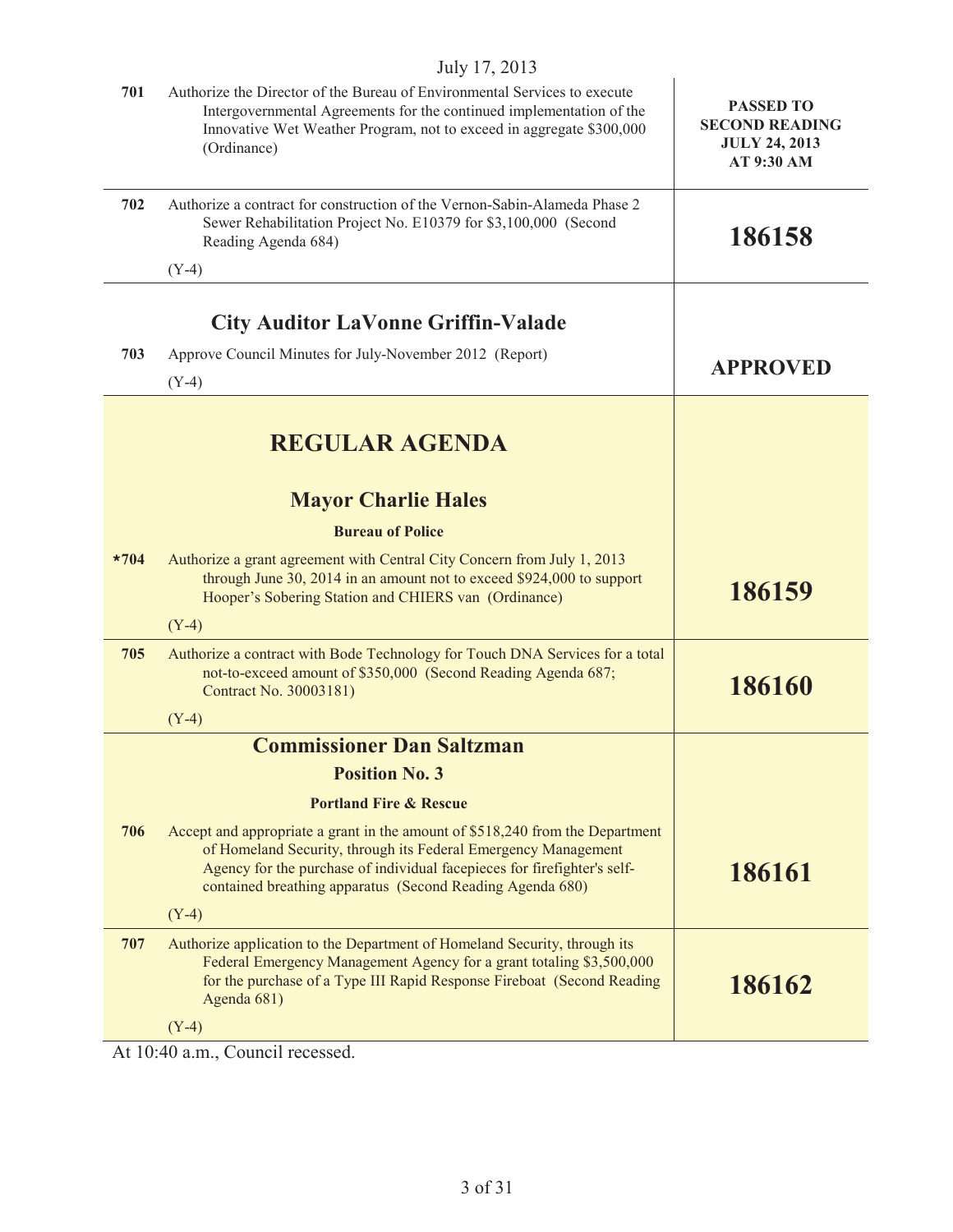July 17, 2013

| | | |
|---|---|---|
| 701 | Authorize the Director of the Bureau of Environmental Services to execute Intergovernmental Agreements for the continued implementation of the Innovative Wet Weather Program, not to exceed in aggregate $300,000 (Ordinance) | **PASSED TO SECOND READING JULY 24, 2013 AT 9:30 AM** |
| 702 | Authorize a contract for construction of the Vernon-Sabin-Alameda Phase 2 Sewer Rehabilitation Project No. E10379 for $3,100,000 (Second Reading Agenda 684)<br>(Y-4) | **186158** |

## City Auditor LaVonne Griffin-Valade

| | | |
|---|---|---|
| 703 | Approve Council Minutes for July-November 2012 (Report)<br>(Y-4) | **APPROVED** |

# REGULAR AGENDA

## Mayor Charlie Hales

### Bureau of Police

| | | |
|---|---|---|
| *704 | Authorize a grant agreement with Central City Concern from July 1, 2013 through June 30, 2014 in an amount not to exceed $924,000 to support Hooper's Sobering Station and CHIERS van (Ordinance)<br>(Y-4) | **186159** |
| 705 | Authorize a contract with Bode Technology for Touch DNA Services for a total not-to-exceed amount of $350,000 (Second Reading Agenda 687; Contract No. 30003181)<br>(Y-4) | **186160** |

## Commissioner Dan Saltzman

### Position No. 3

### Portland Fire & Rescue

| | | |
|---|---|---|
| 706 | Accept and appropriate a grant in the amount of $518,240 from the Department of Homeland Security, through its Federal Emergency Management Agency for the purchase of individual facepieces for firefighter's self-contained breathing apparatus (Second Reading Agenda 680)<br>(Y-4) | **186161** |
| 707 | Authorize application to the Department of Homeland Security, through its Federal Emergency Management Agency for a grant totaling $3,500,000 for the purchase of a Type III Rapid Response Fireboat (Second Reading Agenda 681)<br>(Y-4) | **186162** |

At 10:40 a.m., Council recessed.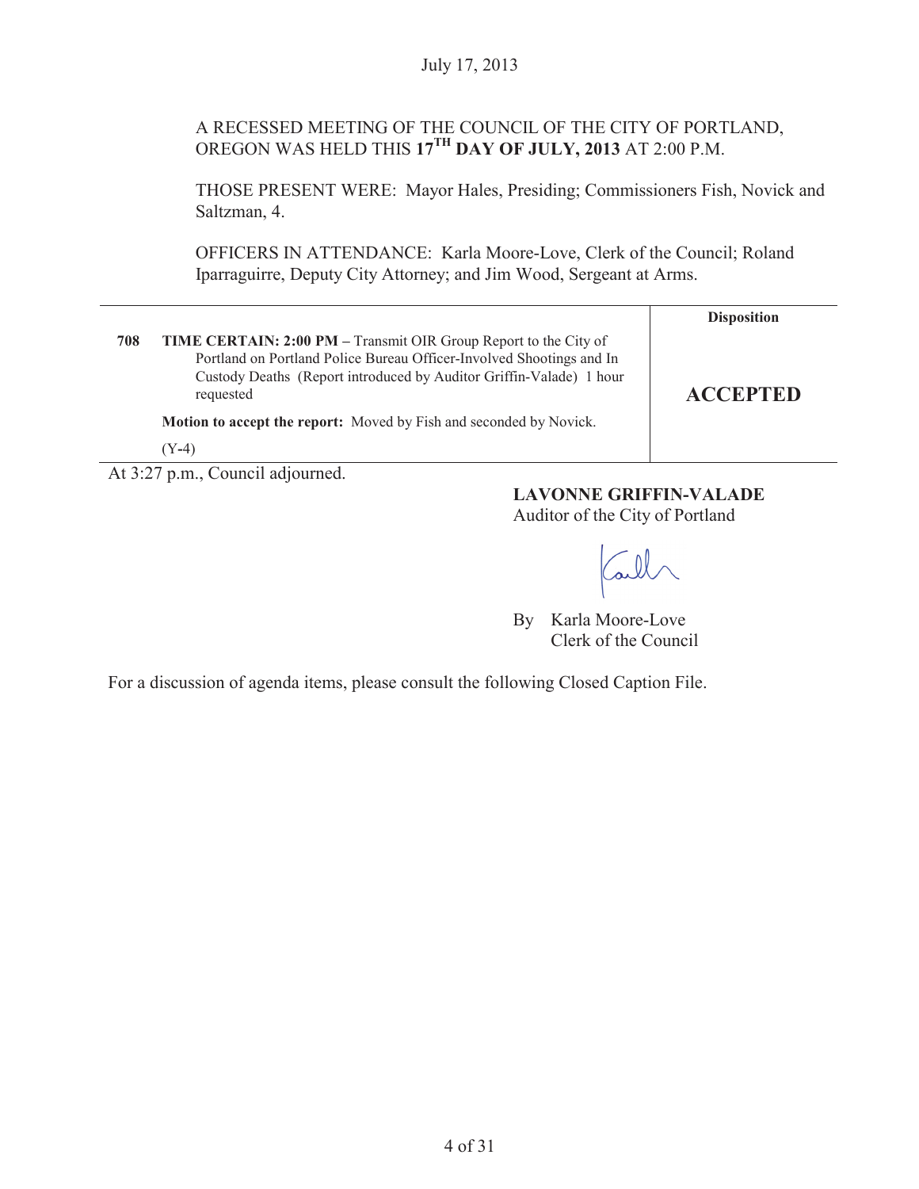July 17, 2013

A RECESSED MEETING OF THE COUNCIL OF THE CITY OF PORTLAND, OREGON WAS HELD THIS **17TH DAY OF JULY, 2013** AT 2:00 P.M.

THOSE PRESENT WERE: Mayor Hales, Presiding; Commissioners Fish, Novick and Saltzman, 4.

OFFICERS IN ATTENDANCE: Karla Moore-Love, Clerk of the Council; Roland Iparraguirre, Deputy City Attorney; and Jim Wood, Sergeant at Arms.

| | | Disposition |
|---|---|---|
| **708** | **TIME CERTAIN: 2:00 PM –** Transmit OIR Group Report to the City of Portland on Portland Police Bureau Officer-Involved Shootings and In Custody Deaths (Report introduced by Auditor Griffin-Valade) 1 hour requested<br><br>**Motion to accept the report:** Moved by Fish and seconded by Novick.<br><br>(Y-4) | **ACCEPTED** |

At 3:27 p.m., Council adjourned.

**LAVONNE GRIFFIN-VALADE**
Auditor of the City of Portland

By Karla Moore-Love
Clerk of the Council

For a discussion of agenda items, please consult the following Closed Caption File.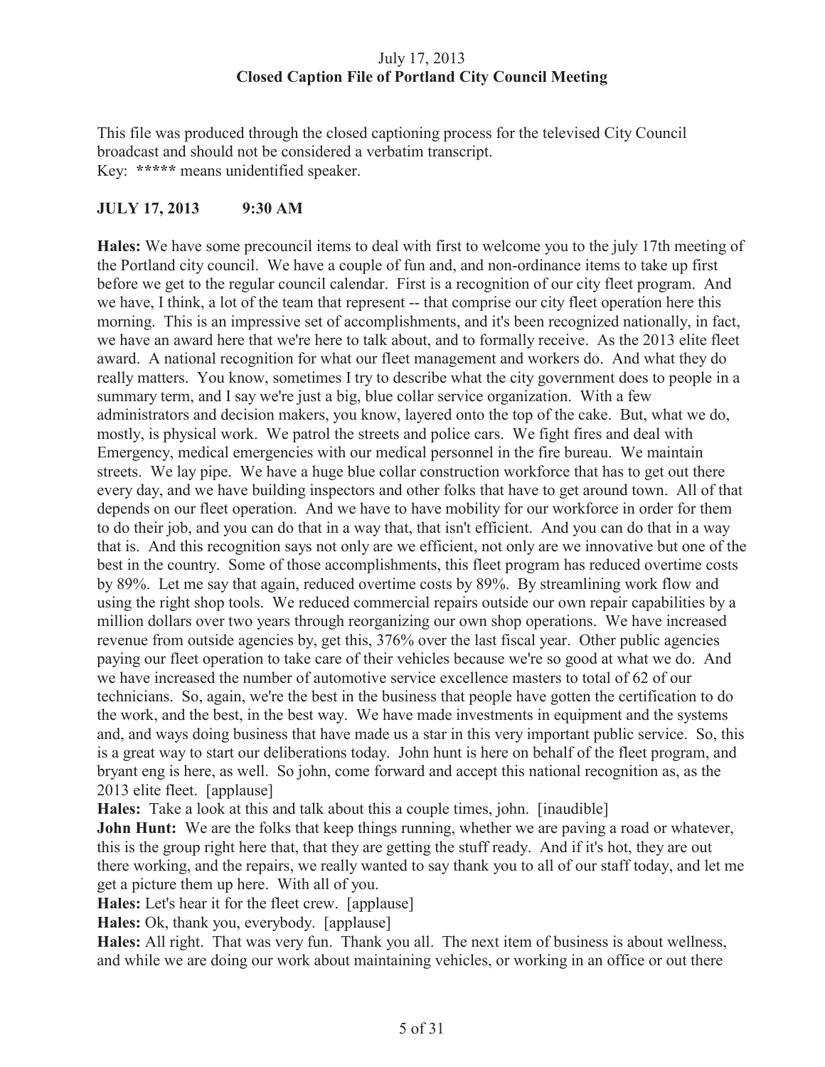This file was produced through the closed captioning process for the televised City Council broadcast and should not be considered a verbatim transcript.
Key: **\*\*\*\*\*** means unidentified speaker.

**JULY 17, 2013 9:30 AM**

**Hales:** We have some precouncil items to deal with first to welcome you to the july 17th meeting of the Portland city council. We have a couple of fun and, and non-ordinance items to take up first before we get to the regular council calendar. First is a recognition of our city fleet program. And we have, I think, a lot of the team that represent -- that comprise our city fleet operation here this morning. This is an impressive set of accomplishments, and it's been recognized nationally, in fact, we have an award here that we're here to talk about, and to formally receive. As the 2013 elite fleet award. A national recognition for what our fleet management and workers do. And what they do really matters. You know, sometimes I try to describe what the city government does to people in a summary term, and I say we're just a big, blue collar service organization. With a few administrators and decision makers, you know, layered onto the top of the cake. But, what we do, mostly, is physical work. We patrol the streets and police cars. We fight fires and deal with Emergency, medical emergencies with our medical personnel in the fire bureau. We maintain streets. We lay pipe. We have a huge blue collar construction workforce that has to get out there every day, and we have building inspectors and other folks that have to get around town. All of that depends on our fleet operation. And we have to have mobility for our workforce in order for them to do their job, and you can do that in a way that, that isn't efficient. And you can do that in a way that is. And this recognition says not only are we efficient, not only are we innovative but one of the best in the country. Some of those accomplishments, this fleet program has reduced overtime costs by 89%. Let me say that again, reduced overtime costs by 89%. By streamlining work flow and using the right shop tools. We reduced commercial repairs outside our own repair capabilities by a million dollars over two years through reorganizing our own shop operations. We have increased revenue from outside agencies by, get this, 376% over the last fiscal year. Other public agencies paying our fleet operation to take care of their vehicles because we're so good at what we do. And we have increased the number of automotive service excellence masters to total of 62 of our technicians. So, again, we're the best in the business that people have gotten the certification to do the work, and the best, in the best way. We have made investments in equipment and the systems and, and ways doing business that have made us a star in this very important public service. So, this is a great way to start our deliberations today. John hunt is here on behalf of the fleet program, and bryant eng is here, as well. So john, come forward and accept this national recognition as, as the 2013 elite fleet. [applause]

**Hales:** Take a look at this and talk about this a couple times, john. [inaudible]

**John Hunt:** We are the folks that keep things running, whether we are paving a road or whatever, this is the group right here that, that they are getting the stuff ready. And if it's hot, they are out there working, and the repairs, we really wanted to say thank you to all of our staff today, and let me get a picture them up here. With all of you.

**Hales:** Let's hear it for the fleet crew. [applause]

**Hales:** Ok, thank you, everybody. [applause]

**Hales:** All right. That was very fun. Thank you all. The next item of business is about wellness, and while we are doing our work about maintaining vehicles, or working in an office or out there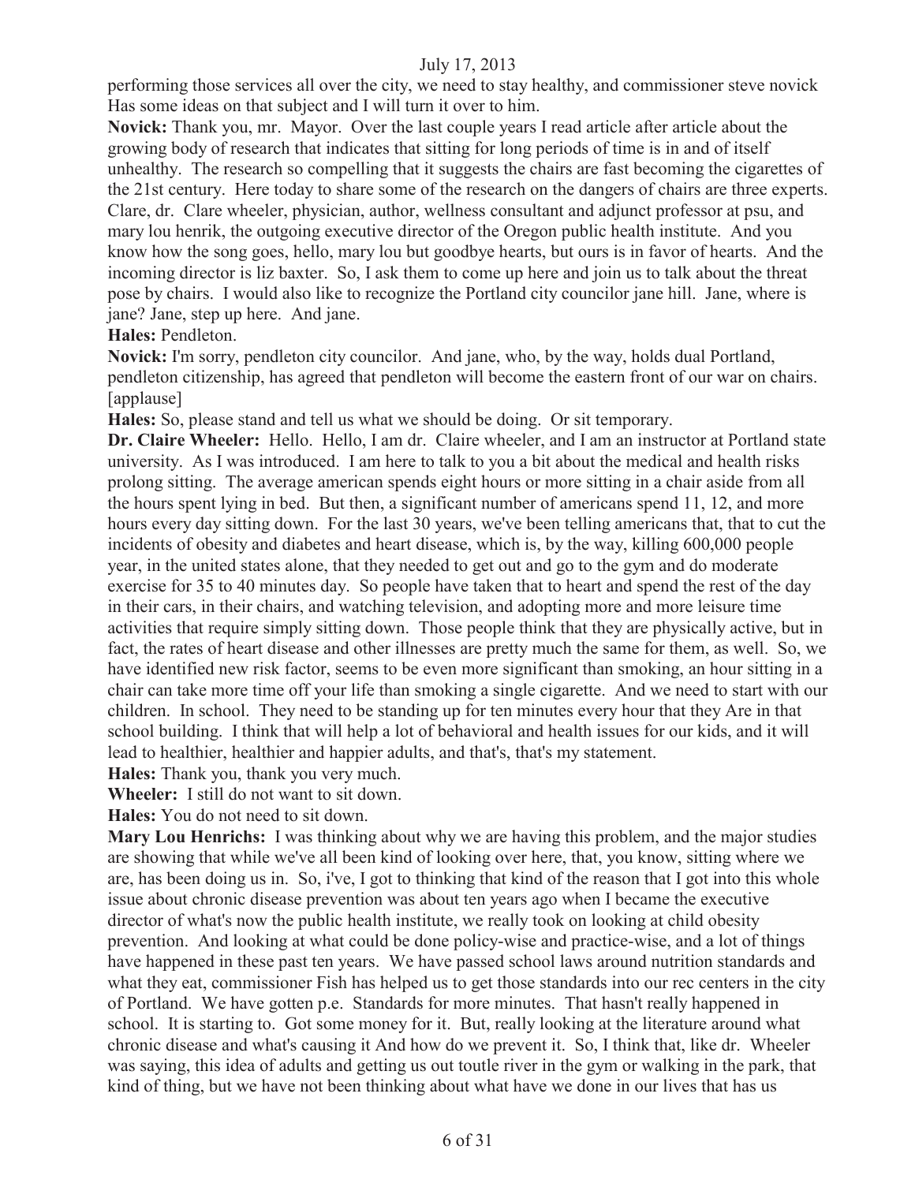performing those services all over the city, we need to stay healthy, and commissioner steve novick Has some ideas on that subject and I will turn it over to him.

**Novick:** Thank you, mr. Mayor. Over the last couple years I read article after article about the growing body of research that indicates that sitting for long periods of time is in and of itself unhealthy. The research so compelling that it suggests the chairs are fast becoming the cigarettes of the 21st century. Here today to share some of the research on the dangers of chairs are three experts. Clare, dr. Clare wheeler, physician, author, wellness consultant and adjunct professor at psu, and mary lou henrik, the outgoing executive director of the Oregon public health institute. And you know how the song goes, hello, mary lou but goodbye hearts, but ours is in favor of hearts. And the incoming director is liz baxter. So, I ask them to come up here and join us to talk about the threat pose by chairs. I would also like to recognize the Portland city councilor jane hill. Jane, where is jane? Jane, step up here. And jane.

**Hales:** Pendleton.

**Novick:** I'm sorry, pendleton city councilor. And jane, who, by the way, holds dual Portland, pendleton citizenship, has agreed that pendleton will become the eastern front of our war on chairs. [applause]

**Hales:** So, please stand and tell us what we should be doing. Or sit temporary.

**Dr. Claire Wheeler:** Hello. Hello, I am dr. Claire wheeler, and I am an instructor at Portland state university. As I was introduced. I am here to talk to you a bit about the medical and health risks prolong sitting. The average american spends eight hours or more sitting in a chair aside from all the hours spent lying in bed. But then, a significant number of americans spend 11, 12, and more hours every day sitting down. For the last 30 years, we've been telling americans that, that to cut the incidents of obesity and diabetes and heart disease, which is, by the way, killing 600,000 people year, in the united states alone, that they needed to get out and go to the gym and do moderate exercise for 35 to 40 minutes day. So people have taken that to heart and spend the rest of the day in their cars, in their chairs, and watching television, and adopting more and more leisure time activities that require simply sitting down. Those people think that they are physically active, but in fact, the rates of heart disease and other illnesses are pretty much the same for them, as well. So, we have identified new risk factor, seems to be even more significant than smoking, an hour sitting in a chair can take more time off your life than smoking a single cigarette. And we need to start with our children. In school. They need to be standing up for ten minutes every hour that they Are in that school building. I think that will help a lot of behavioral and health issues for our kids, and it will lead to healthier, healthier and happier adults, and that's, that's my statement.

**Hales:** Thank you, thank you very much.

**Wheeler:** I still do not want to sit down.

**Hales:** You do not need to sit down.

**Mary Lou Henrichs:** I was thinking about why we are having this problem, and the major studies are showing that while we've all been kind of looking over here, that, you know, sitting where we are, has been doing us in. So, i've, I got to thinking that kind of the reason that I got into this whole issue about chronic disease prevention was about ten years ago when I became the executive director of what's now the public health institute, we really took on looking at child obesity prevention. And looking at what could be done policy-wise and practice-wise, and a lot of things have happened in these past ten years. We have passed school laws around nutrition standards and what they eat, commissioner Fish has helped us to get those standards into our rec centers in the city of Portland. We have gotten p.e. Standards for more minutes. That hasn't really happened in school. It is starting to. Got some money for it. But, really looking at the literature around what chronic disease and what's causing it And how do we prevent it. So, I think that, like dr. Wheeler was saying, this idea of adults and getting us out toutle river in the gym or walking in the park, that kind of thing, but we have not been thinking about what have we done in our lives that has us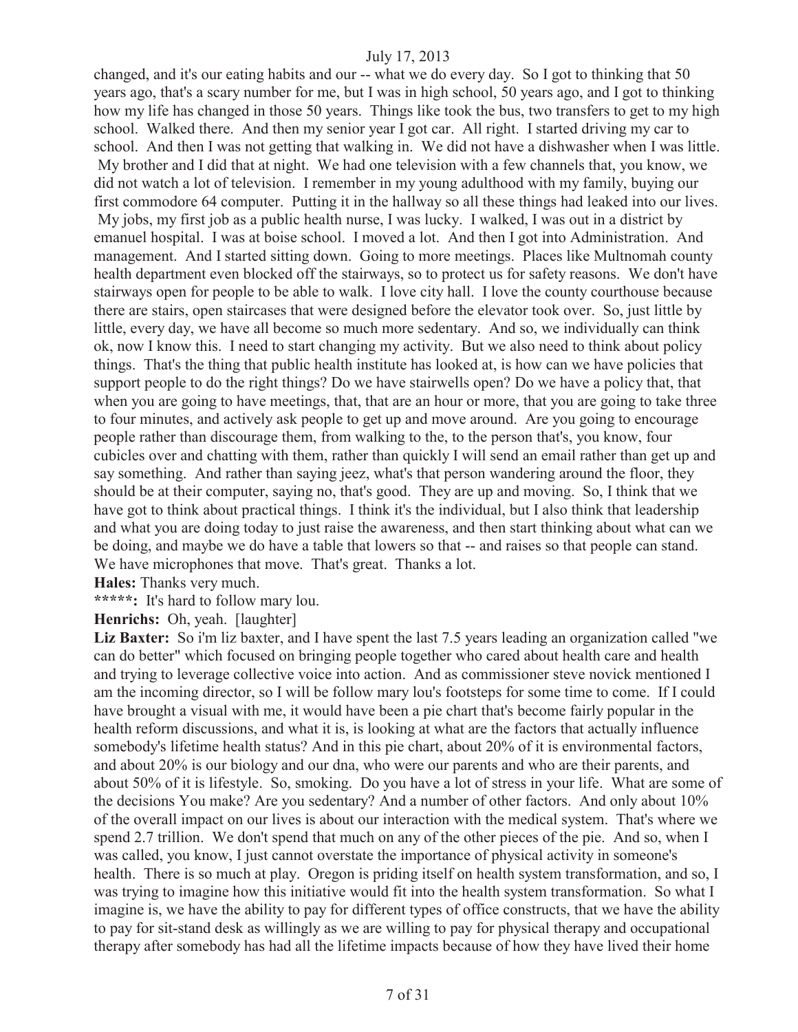changed, and it's our eating habits and our -- what we do every day. So I got to thinking that 50 years ago, that's a scary number for me, but I was in high school, 50 years ago, and I got to thinking how my life has changed in those 50 years. Things like took the bus, two transfers to get to my high school. Walked there. And then my senior year I got car. All right. I started driving my car to school. And then I was not getting that walking in. We did not have a dishwasher when I was little. My brother and I did that at night. We had one television with a few channels that, you know, we did not watch a lot of television. I remember in my young adulthood with my family, buying our first commodore 64 computer. Putting it in the hallway so all these things had leaked into our lives. My jobs, my first job as a public health nurse, I was lucky. I walked, I was out in a district by emanuel hospital. I was at boise school. I moved a lot. And then I got into Administration. And management. And I started sitting down. Going to more meetings. Places like Multnomah county health department even blocked off the stairways, so to protect us for safety reasons. We don't have stairways open for people to be able to walk. I love city hall. I love the county courthouse because there are stairs, open staircases that were designed before the elevator took over. So, just little by little, every day, we have all become so much more sedentary. And so, we individually can think ok, now I know this. I need to start changing my activity. But we also need to think about policy things. That's the thing that public health institute has looked at, is how can we have policies that support people to do the right things? Do we have stairwells open? Do we have a policy that, that when you are going to have meetings, that, that are an hour or more, that you are going to take three to four minutes, and actively ask people to get up and move around. Are you going to encourage people rather than discourage them, from walking to the, to the person that's, you know, four cubicles over and chatting with them, rather than quickly I will send an email rather than get up and say something. And rather than saying jeez, what's that person wandering around the floor, they should be at their computer, saying no, that's good. They are up and moving. So, I think that we have got to think about practical things. I think it's the individual, but I also think that leadership and what you are doing today to just raise the awareness, and then start thinking about what can we be doing, and maybe we do have a table that lowers so that -- and raises so that people can stand. We have microphones that move. That's great. Thanks a lot.

**Hales:** Thanks very much.

**\*\*\*\*\*:** It's hard to follow mary lou.

**Henrichs:** Oh, yeah. [laughter]

**Liz Baxter:** So i'm liz baxter, and I have spent the last 7.5 years leading an organization called "we can do better" which focused on bringing people together who cared about health care and health and trying to leverage collective voice into action. And as commissioner steve novick mentioned I am the incoming director, so I will be follow mary lou's footsteps for some time to come. If I could have brought a visual with me, it would have been a pie chart that's become fairly popular in the health reform discussions, and what it is, is looking at what are the factors that actually influence somebody's lifetime health status? And in this pie chart, about 20% of it is environmental factors, and about 20% is our biology and our dna, who were our parents and who are their parents, and about 50% of it is lifestyle. So, smoking. Do you have a lot of stress in your life. What are some of the decisions You make? Are you sedentary? And a number of other factors. And only about 10% of the overall impact on our lives is about our interaction with the medical system. That's where we spend 2.7 trillion. We don't spend that much on any of the other pieces of the pie. And so, when I was called, you know, I just cannot overstate the importance of physical activity in someone's health. There is so much at play. Oregon is priding itself on health system transformation, and so, I was trying to imagine how this initiative would fit into the health system transformation. So what I imagine is, we have the ability to pay for different types of office constructs, that we have the ability to pay for sit-stand desk as willingly as we are willing to pay for physical therapy and occupational therapy after somebody has had all the lifetime impacts because of how they have lived their home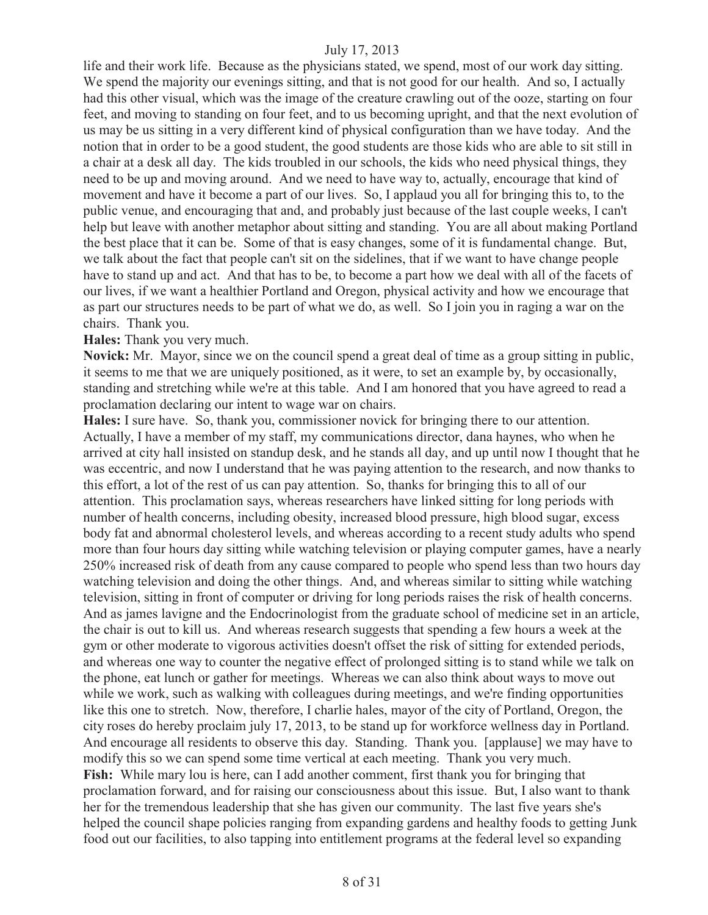life and their work life. Because as the physicians stated, we spend, most of our work day sitting. We spend the majority our evenings sitting, and that is not good for our health. And so, I actually had this other visual, which was the image of the creature crawling out of the ooze, starting on four feet, and moving to standing on four feet, and to us becoming upright, and that the next evolution of us may be us sitting in a very different kind of physical configuration than we have today. And the notion that in order to be a good student, the good students are those kids who are able to sit still in a chair at a desk all day. The kids troubled in our schools, the kids who need physical things, they need to be up and moving around. And we need to have way to, actually, encourage that kind of movement and have it become a part of our lives. So, I applaud you all for bringing this to, to the public venue, and encouraging that and, and probably just because of the last couple weeks, I can't help but leave with another metaphor about sitting and standing. You are all about making Portland the best place that it can be. Some of that is easy changes, some of it is fundamental change. But, we talk about the fact that people can't sit on the sidelines, that if we want to have change people have to stand up and act. And that has to be, to become a part how we deal with all of the facets of our lives, if we want a healthier Portland and Oregon, physical activity and how we encourage that as part our structures needs to be part of what we do, as well. So I join you in raging a war on the chairs. Thank you.

**Hales:** Thank you very much.

**Novick:** Mr. Mayor, since we on the council spend a great deal of time as a group sitting in public, it seems to me that we are uniquely positioned, as it were, to set an example by, by occasionally, standing and stretching while we're at this table. And I am honored that you have agreed to read a proclamation declaring our intent to wage war on chairs.

**Hales:** I sure have. So, thank you, commissioner novick for bringing there to our attention. Actually, I have a member of my staff, my communications director, dana haynes, who when he arrived at city hall insisted on standup desk, and he stands all day, and up until now I thought that he was eccentric, and now I understand that he was paying attention to the research, and now thanks to this effort, a lot of the rest of us can pay attention. So, thanks for bringing this to all of our attention. This proclamation says, whereas researchers have linked sitting for long periods with number of health concerns, including obesity, increased blood pressure, high blood sugar, excess body fat and abnormal cholesterol levels, and whereas according to a recent study adults who spend more than four hours day sitting while watching television or playing computer games, have a nearly 250% increased risk of death from any cause compared to people who spend less than two hours day watching television and doing the other things. And, and whereas similar to sitting while watching television, sitting in front of computer or driving for long periods raises the risk of health concerns. And as james lavigne and the Endocrinologist from the graduate school of medicine set in an article, the chair is out to kill us. And whereas research suggests that spending a few hours a week at the gym or other moderate to vigorous activities doesn't offset the risk of sitting for extended periods, and whereas one way to counter the negative effect of prolonged sitting is to stand while we talk on the phone, eat lunch or gather for meetings. Whereas we can also think about ways to move out while we work, such as walking with colleagues during meetings, and we're finding opportunities like this one to stretch. Now, therefore, I charlie hales, mayor of the city of Portland, Oregon, the city roses do hereby proclaim july 17, 2013, to be stand up for workforce wellness day in Portland. And encourage all residents to observe this day. Standing. Thank you. [applause] we may have to modify this so we can spend some time vertical at each meeting. Thank you very much.

**Fish:** While mary lou is here, can I add another comment, first thank you for bringing that proclamation forward, and for raising our consciousness about this issue. But, I also want to thank her for the tremendous leadership that she has given our community. The last five years she's helped the council shape policies ranging from expanding gardens and healthy foods to getting Junk food out our facilities, to also tapping into entitlement programs at the federal level so expanding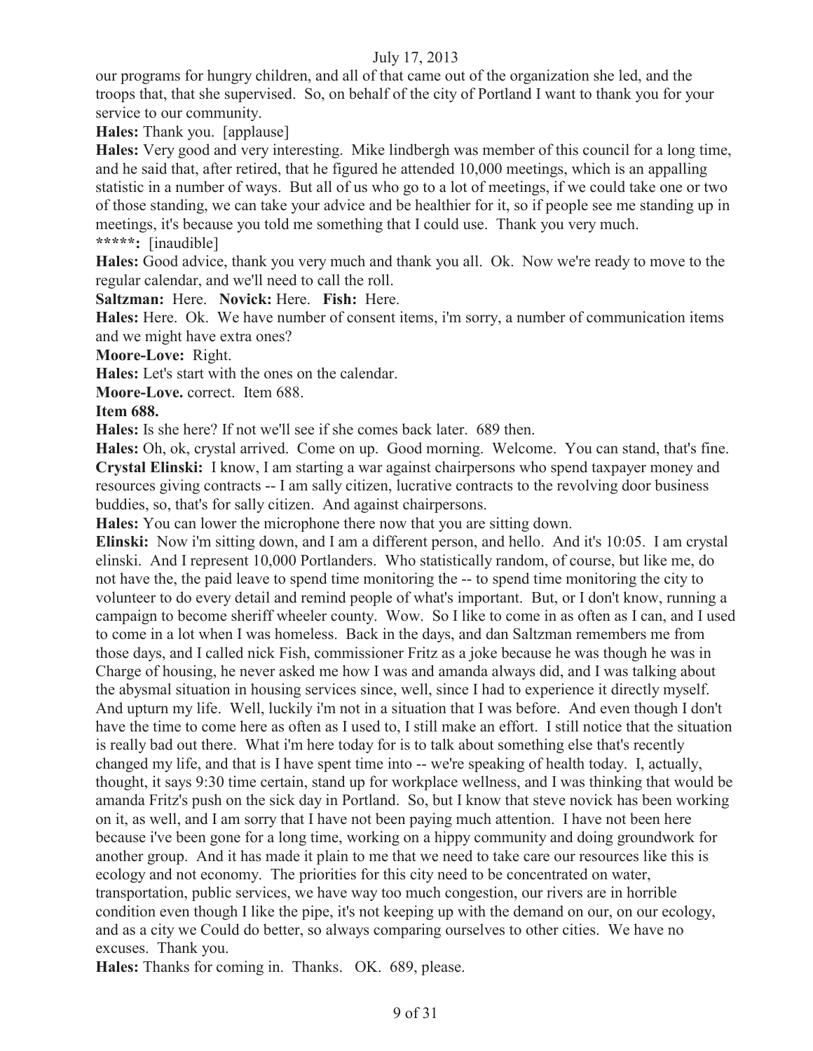our programs for hungry children, and all of that came out of the organization she led, and the troops that, that she supervised. So, on behalf of the city of Portland I want to thank you for your service to our community.

**Hales:** Thank you. [applause]

**Hales:** Very good and very interesting. Mike lindbergh was member of this council for a long time, and he said that, after retired, that he figured he attended 10,000 meetings, which is an appalling statistic in a number of ways. But all of us who go to a lot of meetings, if we could take one or two of those standing, we can take your advice and be healthier for it, so if people see me standing up in meetings, it's because you told me something that I could use. Thank you very much.

**\*\*\*\*\*:** [inaudible]

**Hales:** Good advice, thank you very much and thank you all. Ok. Now we're ready to move to the regular calendar, and we'll need to call the roll.

**Saltzman:** Here. **Novick:** Here. **Fish:** Here.

**Hales:** Here. Ok. We have number of consent items, i'm sorry, a number of communication items and we might have extra ones?

**Moore-Love:** Right.

**Hales:** Let's start with the ones on the calendar.

**Moore-Love.** correct. Item 688.

**Item 688.**

**Hales:** Is she here? If not we'll see if she comes back later. 689 then.

**Hales:** Oh, ok, crystal arrived. Come on up. Good morning. Welcome. You can stand, that's fine.

**Crystal Elinski:** I know, I am starting a war against chairpersons who spend taxpayer money and resources giving contracts -- I am sally citizen, lucrative contracts to the revolving door business buddies, so, that's for sally citizen. And against chairpersons.

**Hales:** You can lower the microphone there now that you are sitting down.

**Elinski:** Now i'm sitting down, and I am a different person, and hello. And it's 10:05. I am crystal elinski. And I represent 10,000 Portlanders. Who statistically random, of course, but like me, do not have the, the paid leave to spend time monitoring the -- to spend time monitoring the city to volunteer to do every detail and remind people of what's important. But, or I don't know, running a campaign to become sheriff wheeler county. Wow. So I like to come in as often as I can, and I used to come in a lot when I was homeless. Back in the days, and dan Saltzman remembers me from those days, and I called nick Fish, commissioner Fritz as a joke because he was though he was in Charge of housing, he never asked me how I was and amanda always did, and I was talking about the abysmal situation in housing services since, well, since I had to experience it directly myself. And upturn my life. Well, luckily i'm not in a situation that I was before. And even though I don't have the time to come here as often as I used to, I still make an effort. I still notice that the situation is really bad out there. What i'm here today for is to talk about something else that's recently changed my life, and that is I have spent time into -- we're speaking of health today. I, actually, thought, it says 9:30 time certain, stand up for workplace wellness, and I was thinking that would be amanda Fritz's push on the sick day in Portland. So, but I know that steve novick has been working on it, as well, and I am sorry that I have not been paying much attention. I have not been here because i've been gone for a long time, working on a hippy community and doing groundwork for another group. And it has made it plain to me that we need to take care our resources like this is ecology and not economy. The priorities for this city need to be concentrated on water, transportation, public services, we have way too much congestion, our rivers are in horrible condition even though I like the pipe, it's not keeping up with the demand on our, on our ecology, and as a city we Could do better, so always comparing ourselves to other cities. We have no excuses. Thank you.

**Hales:** Thanks for coming in. Thanks. OK. 689, please.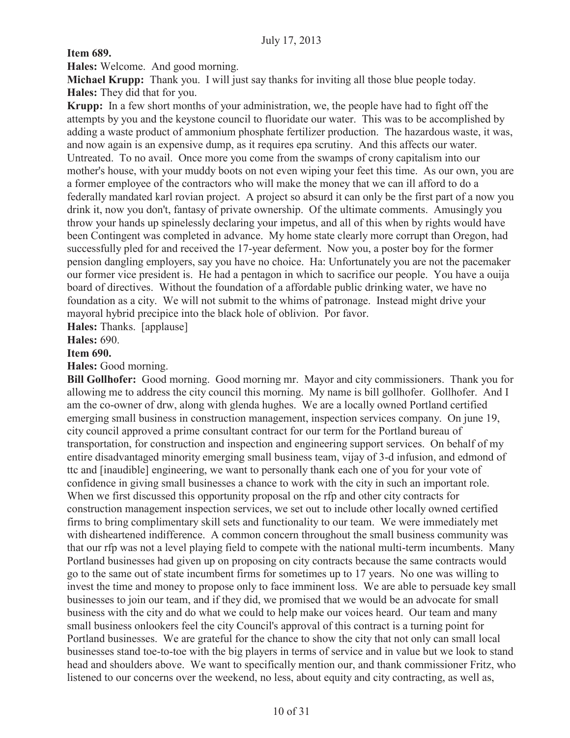**Item 689.**

**Hales:** Welcome. And good morning.

**Michael Krupp:** Thank you. I will just say thanks for inviting all those blue people today.

**Hales:** They did that for you.

**Krupp:** In a few short months of your administration, we, the people have had to fight off the attempts by you and the keystone council to fluoridate our water. This was to be accomplished by adding a waste product of ammonium phosphate fertilizer production. The hazardous waste, it was, and now again is an expensive dump, as it requires epa scrutiny. And this affects our water. Untreated. To no avail. Once more you come from the swamps of crony capitalism into our mother's house, with your muddy boots on not even wiping your feet this time. As our own, you are a former employee of the contractors who will make the money that we can ill afford to do a federally mandated karl rovian project. A project so absurd it can only be the first part of a now you drink it, now you don't, fantasy of private ownership. Of the ultimate comments. Amusingly you throw your hands up spinelessly declaring your impetus, and all of this when by rights would have been Contingent was completed in advance. My home state clearly more corrupt than Oregon, had successfully pled for and received the 17-year deferment. Now you, a poster boy for the former pension dangling employers, say you have no choice. Ha: Unfortunately you are not the pacemaker our former vice president is. He had a pentagon in which to sacrifice our people. You have a ouija board of directives. Without the foundation of a affordable public drinking water, we have no foundation as a city. We will not submit to the whims of patronage. Instead might drive your mayoral hybrid precipice into the black hole of oblivion. Por favor.

**Hales:** Thanks. [applause]

**Hales:** 690.

**Item 690.**

**Hales:** Good morning.

**Bill Gollhofer:** Good morning. Good morning mr. Mayor and city commissioners. Thank you for allowing me to address the city council this morning. My name is bill gollhofer. Gollhofer. And I am the co-owner of drw, along with glenda hughes. We are a locally owned Portland certified emerging small business in construction management, inspection services company. On june 19, city council approved a prime consultant contract for our term for the Portland bureau of transportation, for construction and inspection and engineering support services. On behalf of my entire disadvantaged minority emerging small business team, vijay of 3-d infusion, and edmond of ttc and [inaudible] engineering, we want to personally thank each one of you for your vote of confidence in giving small businesses a chance to work with the city in such an important role. When we first discussed this opportunity proposal on the rfp and other city contracts for construction management inspection services, we set out to include other locally owned certified firms to bring complimentary skill sets and functionality to our team. We were immediately met with disheartened indifference. A common concern throughout the small business community was that our rfp was not a level playing field to compete with the national multi-term incumbents. Many Portland businesses had given up on proposing on city contracts because the same contracts would go to the same out of state incumbent firms for sometimes up to 17 years. No one was willing to invest the time and money to propose only to face imminent loss. We are able to persuade key small businesses to join our team, and if they did, we promised that we would be an advocate for small business with the city and do what we could to help make our voices heard. Our team and many small business onlookers feel the city Council's approval of this contract is a turning point for Portland businesses. We are grateful for the chance to show the city that not only can small local businesses stand toe-to-toe with the big players in terms of service and in value but we look to stand head and shoulders above. We want to specifically mention our, and thank commissioner Fritz, who listened to our concerns over the weekend, no less, about equity and city contracting, as well as,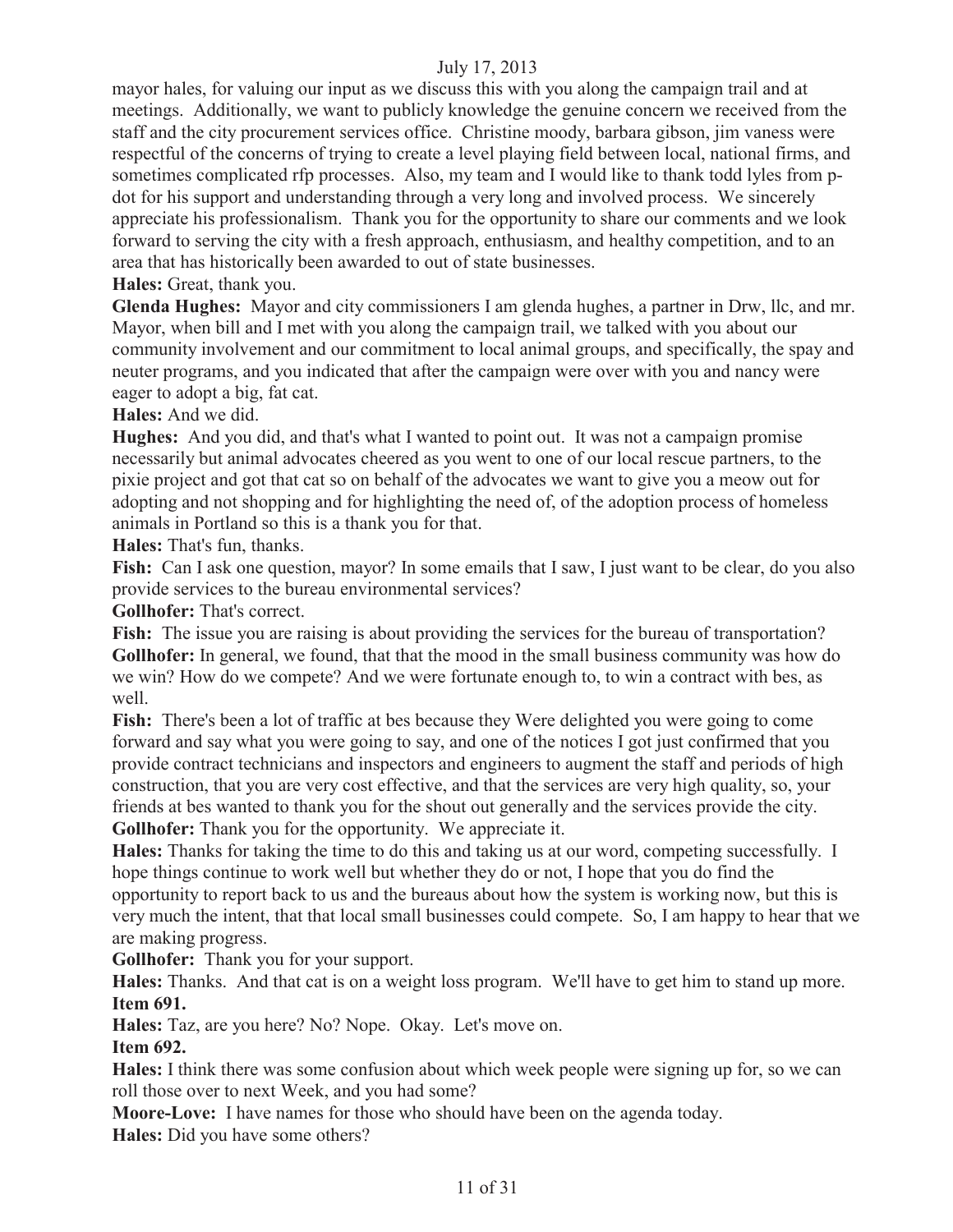mayor hales, for valuing our input as we discuss this with you along the campaign trail and at meetings. Additionally, we want to publicly knowledge the genuine concern we received from the staff and the city procurement services office. Christine moody, barbara gibson, jim vaness were respectful of the concerns of trying to create a level playing field between local, national firms, and sometimes complicated rfp processes. Also, my team and I would like to thank todd lyles from p-dot for his support and understanding through a very long and involved process. We sincerely appreciate his professionalism. Thank you for the opportunity to share our comments and we look forward to serving the city with a fresh approach, enthusiasm, and healthy competition, and to an area that has historically been awarded to out of state businesses.

**Hales:** Great, thank you.

**Glenda Hughes:** Mayor and city commissioners I am glenda hughes, a partner in Drw, llc, and mr. Mayor, when bill and I met with you along the campaign trail, we talked with you about our community involvement and our commitment to local animal groups, and specifically, the spay and neuter programs, and you indicated that after the campaign were over with you and nancy were eager to adopt a big, fat cat.

**Hales:** And we did.

**Hughes:** And you did, and that's what I wanted to point out. It was not a campaign promise necessarily but animal advocates cheered as you went to one of our local rescue partners, to the pixie project and got that cat so on behalf of the advocates we want to give you a meow out for adopting and not shopping and for highlighting the need of, of the adoption process of homeless animals in Portland so this is a thank you for that.

**Hales:** That's fun, thanks.

**Fish:** Can I ask one question, mayor? In some emails that I saw, I just want to be clear, do you also provide services to the bureau environmental services?

**Gollhofer:** That's correct.

**Fish:** The issue you are raising is about providing the services for the bureau of transportation?

**Gollhofer:** In general, we found, that that the mood in the small business community was how do we win? How do we compete? And we were fortunate enough to, to win a contract with bes, as well.

**Fish:** There's been a lot of traffic at bes because they Were delighted you were going to come forward and say what you were going to say, and one of the notices I got just confirmed that you provide contract technicians and inspectors and engineers to augment the staff and periods of high construction, that you are very cost effective, and that the services are very high quality, so, your friends at bes wanted to thank you for the shout out generally and the services provide the city.

**Gollhofer:** Thank you for the opportunity. We appreciate it.

**Hales:** Thanks for taking the time to do this and taking us at our word, competing successfully. I hope things continue to work well but whether they do or not, I hope that you do find the opportunity to report back to us and the bureaus about how the system is working now, but this is very much the intent, that that local small businesses could compete. So, I am happy to hear that we are making progress.

**Gollhofer:** Thank you for your support.

**Hales:** Thanks. And that cat is on a weight loss program. We'll have to get him to stand up more.

**Item 691.**

**Hales:** Taz, are you here? No? Nope. Okay. Let's move on.

**Item 692.**

**Hales:** I think there was some confusion about which week people were signing up for, so we can roll those over to next Week, and you had some?

**Moore-Love:** I have names for those who should have been on the agenda today.

**Hales:** Did you have some others?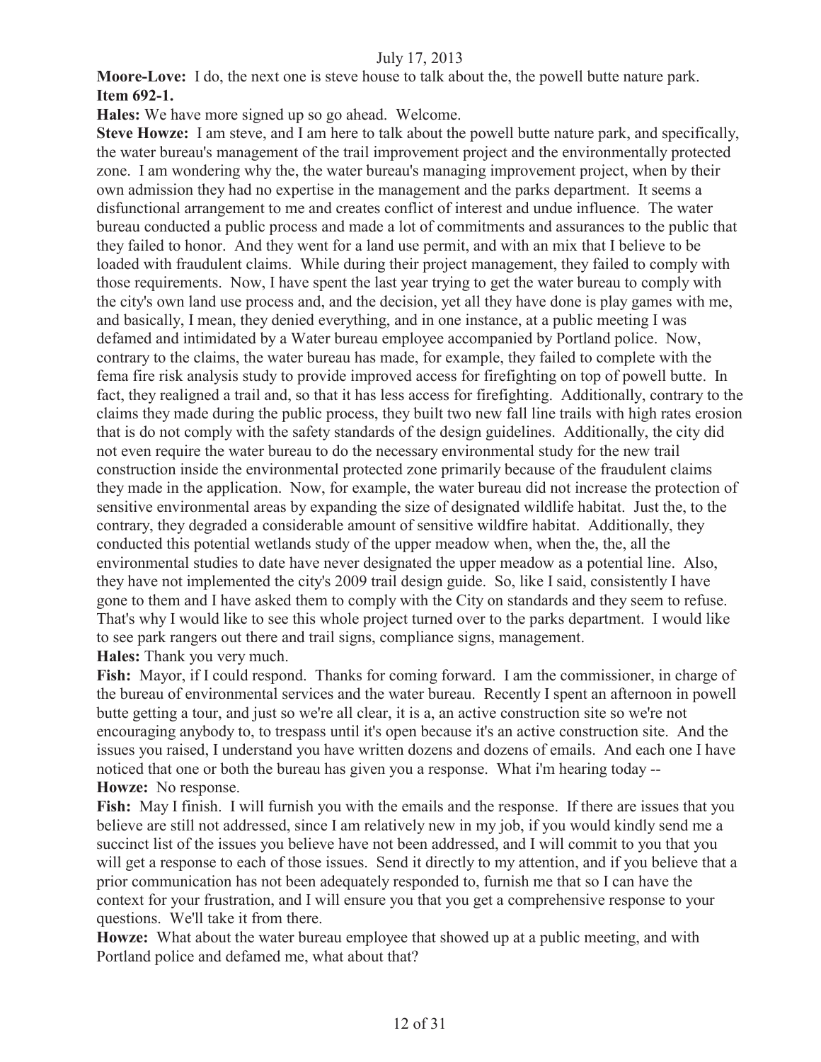**Moore-Love:** I do, the next one is steve house to talk about the, the powell butte nature park.

**Item 692-1.**

**Hales:** We have more signed up so go ahead. Welcome.

**Steve Howze:** I am steve, and I am here to talk about the powell butte nature park, and specifically, the water bureau's management of the trail improvement project and the environmentally protected zone. I am wondering why the, the water bureau's managing improvement project, when by their own admission they had no expertise in the management and the parks department. It seems a disfunctional arrangement to me and creates conflict of interest and undue influence. The water bureau conducted a public process and made a lot of commitments and assurances to the public that they failed to honor. And they went for a land use permit, and with an mix that I believe to be loaded with fraudulent claims. While during their project management, they failed to comply with those requirements. Now, I have spent the last year trying to get the water bureau to comply with the city's own land use process and, and the decision, yet all they have done is play games with me, and basically, I mean, they denied everything, and in one instance, at a public meeting I was defamed and intimidated by a Water bureau employee accompanied by Portland police. Now, contrary to the claims, the water bureau has made, for example, they failed to complete with the fema fire risk analysis study to provide improved access for firefighting on top of powell butte. In fact, they realigned a trail and, so that it has less access for firefighting. Additionally, contrary to the claims they made during the public process, they built two new fall line trails with high rates erosion that is do not comply with the safety standards of the design guidelines. Additionally, the city did not even require the water bureau to do the necessary environmental study for the new trail construction inside the environmental protected zone primarily because of the fraudulent claims they made in the application. Now, for example, the water bureau did not increase the protection of sensitive environmental areas by expanding the size of designated wildlife habitat. Just the, to the contrary, they degraded a considerable amount of sensitive wildfire habitat. Additionally, they conducted this potential wetlands study of the upper meadow when, when the, the, all the environmental studies to date have never designated the upper meadow as a potential line. Also, they have not implemented the city's 2009 trail design guide. So, like I said, consistently I have gone to them and I have asked them to comply with the City on standards and they seem to refuse. That's why I would like to see this whole project turned over to the parks department. I would like to see park rangers out there and trail signs, compliance signs, management.

**Hales:** Thank you very much.

**Fish:** Mayor, if I could respond. Thanks for coming forward. I am the commissioner, in charge of the bureau of environmental services and the water bureau. Recently I spent an afternoon in powell butte getting a tour, and just so we're all clear, it is a, an active construction site so we're not encouraging anybody to, to trespass until it's open because it's an active construction site. And the issues you raised, I understand you have written dozens and dozens of emails. And each one I have noticed that one or both the bureau has given you a response. What i'm hearing today --

**Howze:** No response.

**Fish:** May I finish. I will furnish you with the emails and the response. If there are issues that you believe are still not addressed, since I am relatively new in my job, if you would kindly send me a succinct list of the issues you believe have not been addressed, and I will commit to you that you will get a response to each of those issues. Send it directly to my attention, and if you believe that a prior communication has not been adequately responded to, furnish me that so I can have the context for your frustration, and I will ensure you that you get a comprehensive response to your questions. We'll take it from there.

**Howze:** What about the water bureau employee that showed up at a public meeting, and with Portland police and defamed me, what about that?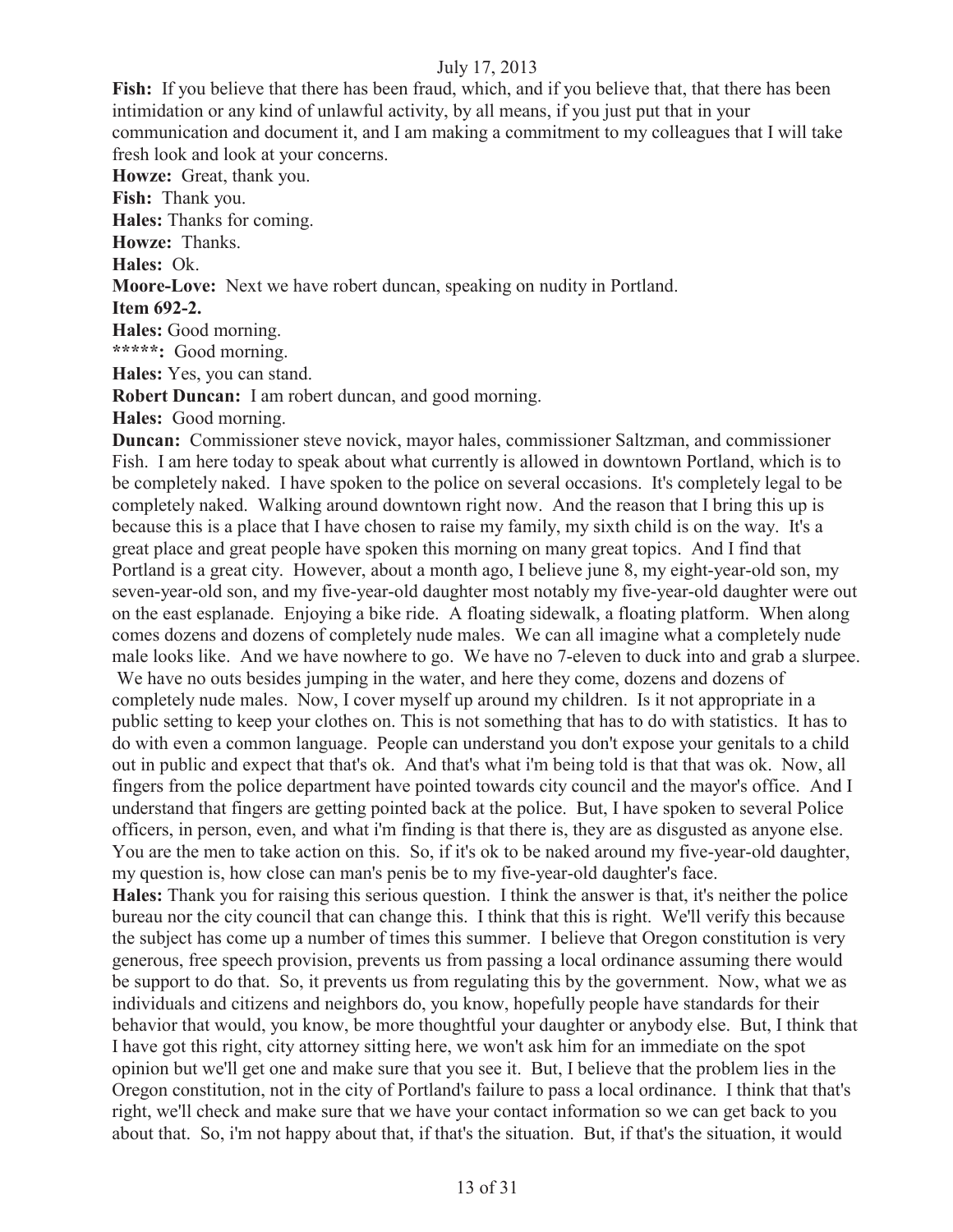**Fish:** If you believe that there has been fraud, which, and if you believe that, that there has been intimidation or any kind of unlawful activity, by all means, if you just put that in your communication and document it, and I am making a commitment to my colleagues that I will take fresh look and look at your concerns.

**Howze:** Great, thank you.

**Fish:** Thank you.

**Hales:** Thanks for coming.

**Howze:** Thanks.

**Hales:** Ok.

**Moore-Love:** Next we have robert duncan, speaking on nudity in Portland.

**Item 692-2.**

**Hales:** Good morning.

*****: Good morning.

**Hales:** Yes, you can stand.

**Robert Duncan:** I am robert duncan, and good morning.

**Hales:** Good morning.

**Duncan:** Commissioner steve novick, mayor hales, commissioner Saltzman, and commissioner Fish. I am here today to speak about what currently is allowed in downtown Portland, which is to be completely naked. I have spoken to the police on several occasions. It's completely legal to be completely naked. Walking around downtown right now. And the reason that I bring this up is because this is a place that I have chosen to raise my family, my sixth child is on the way. It's a great place and great people have spoken this morning on many great topics. And I find that Portland is a great city. However, about a month ago, I believe june 8, my eight-year-old son, my seven-year-old son, and my five-year-old daughter most notably my five-year-old daughter were out on the east esplanade. Enjoying a bike ride. A floating sidewalk, a floating platform. When along comes dozens and dozens of completely nude males. We can all imagine what a completely nude male looks like. And we have nowhere to go. We have no 7-eleven to duck into and grab a slurpee. We have no outs besides jumping in the water, and here they come, dozens and dozens of completely nude males. Now, I cover myself up around my children. Is it not appropriate in a public setting to keep your clothes on. This is not something that has to do with statistics. It has to do with even a common language. People can understand you don't expose your genitals to a child out in public and expect that that's ok. And that's what i'm being told is that that was ok. Now, all fingers from the police department have pointed towards city council and the mayor's office. And I understand that fingers are getting pointed back at the police. But, I have spoken to several Police officers, in person, even, and what i'm finding is that there is, they are as disgusted as anyone else. You are the men to take action on this. So, if it's ok to be naked around my five-year-old daughter, my question is, how close can man's penis be to my five-year-old daughter's face.

**Hales:** Thank you for raising this serious question. I think the answer is that, it's neither the police bureau nor the city council that can change this. I think that this is right. We'll verify this because the subject has come up a number of times this summer. I believe that Oregon constitution is very generous, free speech provision, prevents us from passing a local ordinance assuming there would be support to do that. So, it prevents us from regulating this by the government. Now, what we as individuals and citizens and neighbors do, you know, hopefully people have standards for their behavior that would, you know, be more thoughtful your daughter or anybody else. But, I think that I have got this right, city attorney sitting here, we won't ask him for an immediate on the spot opinion but we'll get one and make sure that you see it. But, I believe that the problem lies in the Oregon constitution, not in the city of Portland's failure to pass a local ordinance. I think that that's right, we'll check and make sure that we have your contact information so we can get back to you about that. So, i'm not happy about that, if that's the situation. But, if that's the situation, it would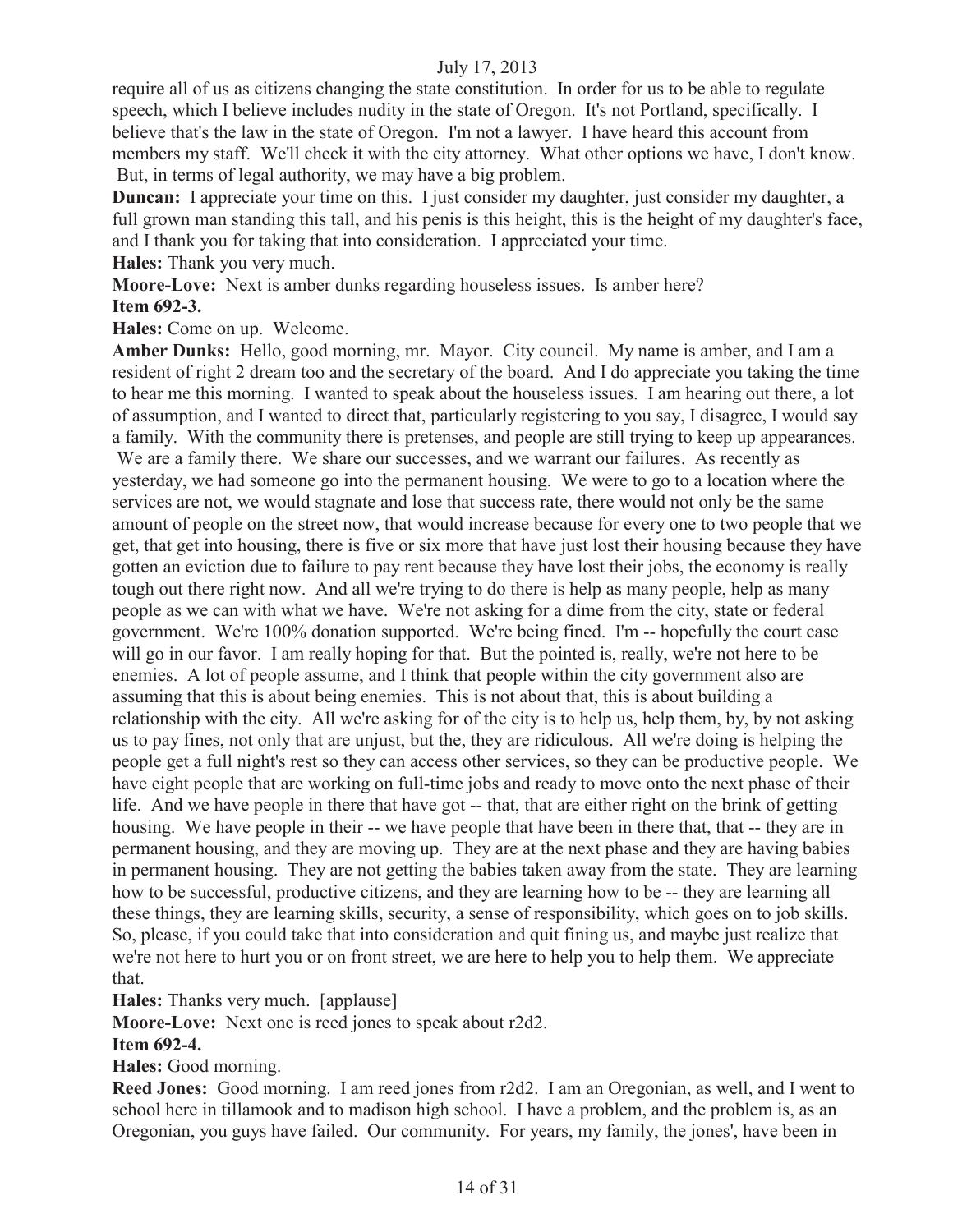require all of us as citizens changing the state constitution. In order for us to be able to regulate speech, which I believe includes nudity in the state of Oregon. It's not Portland, specifically. I believe that's the law in the state of Oregon. I'm not a lawyer. I have heard this account from members my staff. We'll check it with the city attorney. What other options we have, I don't know. But, in terms of legal authority, we may have a big problem.

**Duncan:** I appreciate your time on this. I just consider my daughter, just consider my daughter, a full grown man standing this tall, and his penis is this height, this is the height of my daughter's face, and I thank you for taking that into consideration. I appreciated your time.

**Hales:** Thank you very much.

**Moore-Love:** Next is amber dunks regarding houseless issues. Is amber here?

**Item 692-3.**

**Hales:** Come on up. Welcome.

**Amber Dunks:** Hello, good morning, mr. Mayor. City council. My name is amber, and I am a resident of right 2 dream too and the secretary of the board. And I do appreciate you taking the time to hear me this morning. I wanted to speak about the houseless issues. I am hearing out there, a lot of assumption, and I wanted to direct that, particularly registering to you say, I disagree, I would say a family. With the community there is pretenses, and people are still trying to keep up appearances. We are a family there. We share our successes, and we warrant our failures. As recently as yesterday, we had someone go into the permanent housing. We were to go to a location where the services are not, we would stagnate and lose that success rate, there would not only be the same amount of people on the street now, that would increase because for every one to two people that we get, that get into housing, there is five or six more that have just lost their housing because they have gotten an eviction due to failure to pay rent because they have lost their jobs, the economy is really tough out there right now. And all we're trying to do there is help as many people, help as many people as we can with what we have. We're not asking for a dime from the city, state or federal government. We're 100% donation supported. We're being fined. I'm -- hopefully the court case will go in our favor. I am really hoping for that. But the pointed is, really, we're not here to be enemies. A lot of people assume, and I think that people within the city government also are assuming that this is about being enemies. This is not about that, this is about building a relationship with the city. All we're asking for of the city is to help us, help them, by, by not asking us to pay fines, not only that are unjust, but the, they are ridiculous. All we're doing is helping the people get a full night's rest so they can access other services, so they can be productive people. We have eight people that are working on full-time jobs and ready to move onto the next phase of their life. And we have people in there that have got -- that, that are either right on the brink of getting housing. We have people in their -- we have people that have been in there that, that -- they are in permanent housing, and they are moving up. They are at the next phase and they are having babies in permanent housing. They are not getting the babies taken away from the state. They are learning how to be successful, productive citizens, and they are learning how to be -- they are learning all these things, they are learning skills, security, a sense of responsibility, which goes on to job skills. So, please, if you could take that into consideration and quit fining us, and maybe just realize that we're not here to hurt you or on front street, we are here to help you to help them. We appreciate that.

**Hales:** Thanks very much. [applause]

**Moore-Love:** Next one is reed jones to speak about r2d2.

**Item 692-4.**

**Hales:** Good morning.

**Reed Jones:** Good morning. I am reed jones from r2d2. I am an Oregonian, as well, and I went to school here in tillamook and to madison high school. I have a problem, and the problem is, as an Oregonian, you guys have failed. Our community. For years, my family, the jones', have been in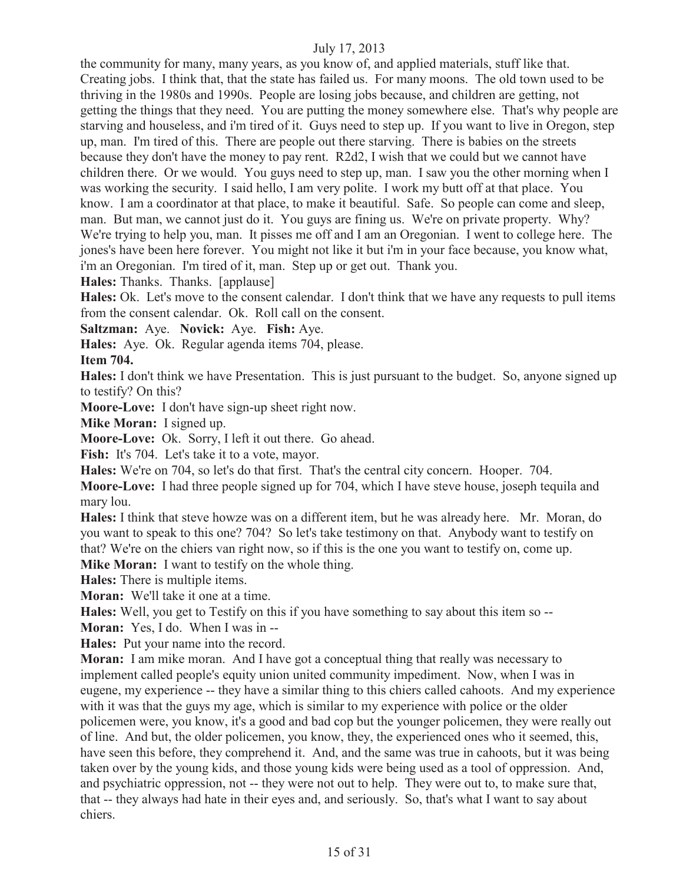the community for many, many years, as you know of, and applied materials, stuff like that. Creating jobs. I think that, that the state has failed us. For many moons. The old town used to be thriving in the 1980s and 1990s. People are losing jobs because, and children are getting, not getting the things that they need. You are putting the money somewhere else. That's why people are starving and houseless, and i'm tired of it. Guys need to step up. If you want to live in Oregon, step up, man. I'm tired of this. There are people out there starving. There is babies on the streets because they don't have the money to pay rent. R2d2, I wish that we could but we cannot have children there. Or we would. You guys need to step up, man. I saw you the other morning when I was working the security. I said hello, I am very polite. I work my butt off at that place. You know. I am a coordinator at that place, to make it beautiful. Safe. So people can come and sleep, man. But man, we cannot just do it. You guys are fining us. We're on private property. Why? We're trying to help you, man. It pisses me off and I am an Oregonian. I went to college here. The jones's have been here forever. You might not like it but i'm in your face because, you know what, i'm an Oregonian. I'm tired of it, man. Step up or get out. Thank you.

**Hales:** Thanks. Thanks. [applause]

**Hales:** Ok. Let's move to the consent calendar. I don't think that we have any requests to pull items from the consent calendar. Ok. Roll call on the consent.

**Saltzman:** Aye. **Novick:** Aye. **Fish:** Aye.

**Hales:** Aye. Ok. Regular agenda items 704, please.

**Item 704.**

**Hales:** I don't think we have Presentation. This is just pursuant to the budget. So, anyone signed up to testify? On this?

**Moore-Love:** I don't have sign-up sheet right now.

**Mike Moran:** I signed up.

**Moore-Love:** Ok. Sorry, I left it out there. Go ahead.

**Fish:** It's 704. Let's take it to a vote, mayor.

**Hales:** We're on 704, so let's do that first. That's the central city concern. Hooper. 704.

**Moore-Love:** I had three people signed up for 704, which I have steve house, joseph tequila and mary lou.

**Hales:** I think that steve howze was on a different item, but he was already here. Mr. Moran, do you want to speak to this one? 704? So let's take testimony on that. Anybody want to testify on that? We're on the chiers van right now, so if this is the one you want to testify on, come up.

**Mike Moran:** I want to testify on the whole thing.

**Hales:** There is multiple items.

**Moran:** We'll take it one at a time.

**Hales:** Well, you get to Testify on this if you have something to say about this item so --

**Moran:** Yes, I do. When I was in --

**Hales:** Put your name into the record.

**Moran:** I am mike moran. And I have got a conceptual thing that really was necessary to implement called people's equity union united community impediment. Now, when I was in eugene, my experience -- they have a similar thing to this chiers called cahoots. And my experience with it was that the guys my age, which is similar to my experience with police or the older policemen were, you know, it's a good and bad cop but the younger policemen, they were really out of line. And but, the older policemen, you know, they, the experienced ones who it seemed, this, have seen this before, they comprehend it. And, and the same was true in cahoots, but it was being taken over by the young kids, and those young kids were being used as a tool of oppression. And, and psychiatric oppression, not -- they were not out to help. They were out to, to make sure that, that -- they always had hate in their eyes and, and seriously. So, that's what I want to say about chiers.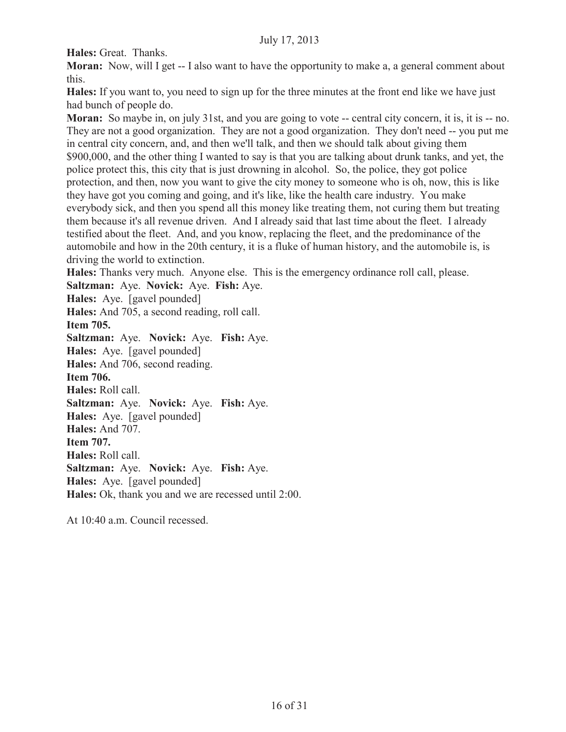**Hales:** Great. Thanks.

**Moran:** Now, will I get -- I also want to have the opportunity to make a, a general comment about this.

**Hales:** If you want to, you need to sign up for the three minutes at the front end like we have just had bunch of people do.

**Moran:** So maybe in, on july 31st, and you are going to vote -- central city concern, it is, it is -- no. They are not a good organization. They are not a good organization. They don't need -- you put me in central city concern, and, and then we'll talk, and then we should talk about giving them $900,000, and the other thing I wanted to say is that you are talking about drunk tanks, and yet, the police protect this, this city that is just drowning in alcohol. So, the police, they got police protection, and then, now you want to give the city money to someone who is oh, now, this is like they have got you coming and going, and it's like, like the health care industry. You make everybody sick, and then you spend all this money like treating them, not curing them but treating them because it's all revenue driven. And I already said that last time about the fleet. I already testified about the fleet. And, and you know, replacing the fleet, and the predominance of the automobile and how in the 20th century, it is a fluke of human history, and the automobile is, is driving the world to extinction.

**Hales:** Thanks very much. Anyone else. This is the emergency ordinance roll call, please.

**Saltzman:** Aye. **Novick:** Aye. **Fish:** Aye.

**Hales:** Aye. [gavel pounded]

**Hales:** And 705, a second reading, roll call.

**Item 705.**

**Saltzman:** Aye. **Novick:** Aye. **Fish:** Aye.

**Hales:** Aye. [gavel pounded]

**Hales:** And 706, second reading.

**Item 706.**

**Hales:** Roll call.

**Saltzman:** Aye. **Novick:** Aye. **Fish:** Aye.

**Hales:** Aye. [gavel pounded]

**Hales:** And 707.

**Item 707.**

**Hales:** Roll call.

**Saltzman:** Aye. **Novick:** Aye. **Fish:** Aye.

**Hales:** Aye. [gavel pounded]

**Hales:** Ok, thank you and we are recessed until 2:00.

At 10:40 a.m. Council recessed.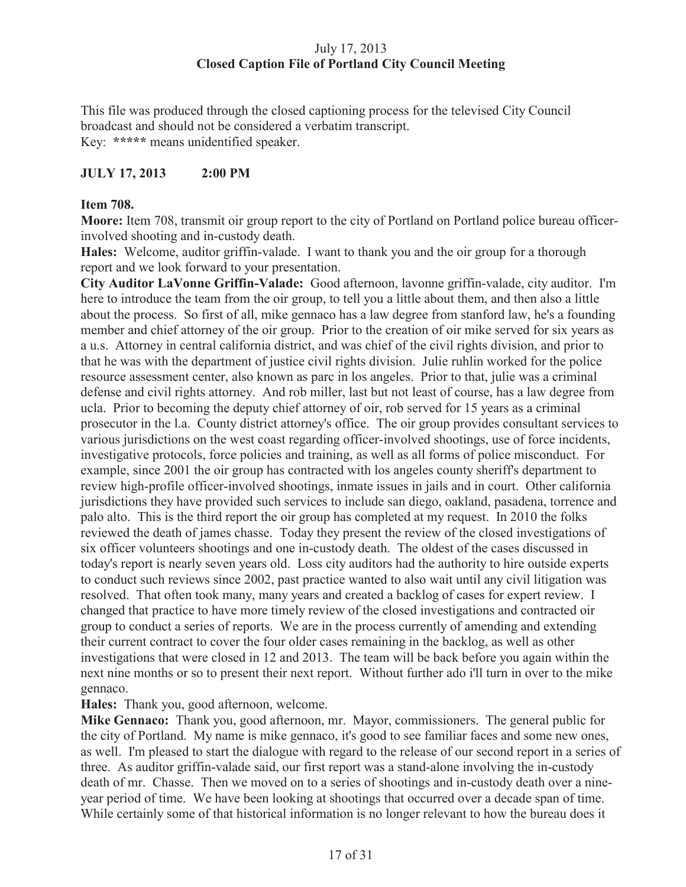July 17, 2013
**Closed Caption File of Portland City Council Meeting**

This file was produced through the closed captioning process for the televised City Council broadcast and should not be considered a verbatim transcript.
Key: ***** means unidentified speaker.

**JULY 17, 2013 2:00 PM**

**Item 708.**

**Moore:** Item 708, transmit oir group report to the city of Portland on Portland police bureau officer-involved shooting and in-custody death.

**Hales:** Welcome, auditor griffin-valade. I want to thank you and the oir group for a thorough report and we look forward to your presentation.

**City Auditor LaVonne Griffin-Valade:** Good afternoon, lavonne griffin-valade, city auditor. I'm here to introduce the team from the oir group, to tell you a little about them, and then also a little about the process. So first of all, mike gennaco has a law degree from stanford law, he's a founding member and chief attorney of the oir group. Prior to the creation of oir mike served for six years as a u.s. Attorney in central california district, and was chief of the civil rights division, and prior to that he was with the department of justice civil rights division. Julie ruhlin worked for the police resource assessment center, also known as parc in los angeles. Prior to that, julie was a criminal defense and civil rights attorney. And rob miller, last but not least of course, has a law degree from ucla. Prior to becoming the deputy chief attorney of oir, rob served for 15 years as a criminal prosecutor in the l.a. County district attorney's office. The oir group provides consultant services to various jurisdictions on the west coast regarding officer-involved shootings, use of force incidents, investigative protocols, force policies and training, as well as all forms of police misconduct. For example, since 2001 the oir group has contracted with los angeles county sheriff's department to review high-profile officer-involved shootings, inmate issues in jails and in court. Other california jurisdictions they have provided such services to include san diego, oakland, pasadena, torrence and palo alto. This is the third report the oir group has completed at my request. In 2010 the folks reviewed the death of james chasse. Today they present the review of the closed investigations of six officer volunteers shootings and one in-custody death. The oldest of the cases discussed in today's report is nearly seven years old. Loss city auditors had the authority to hire outside experts to conduct such reviews since 2002, past practice wanted to also wait until any civil litigation was resolved. That often took many, many years and created a backlog of cases for expert review. I changed that practice to have more timely review of the closed investigations and contracted oir group to conduct a series of reports. We are in the process currently of amending and extending their current contract to cover the four older cases remaining in the backlog, as well as other investigations that were closed in 12 and 2013. The team will be back before you again within the next nine months or so to present their next report. Without further ado i'll turn in over to the mike gennaco.

**Hales:** Thank you, good afternoon, welcome.

**Mike Gennaco:** Thank you, good afternoon, mr. Mayor, commissioners. The general public for the city of Portland. My name is mike gennaco, it's good to see familiar faces and some new ones, as well. I'm pleased to start the dialogue with regard to the release of our second report in a series of three. As auditor griffin-valade said, our first report was a stand-alone involving the in-custody death of mr. Chasse. Then we moved on to a series of shootings and in-custody death over a nine-year period of time. We have been looking at shootings that occurred over a decade span of time. While certainly some of that historical information is no longer relevant to how the bureau does it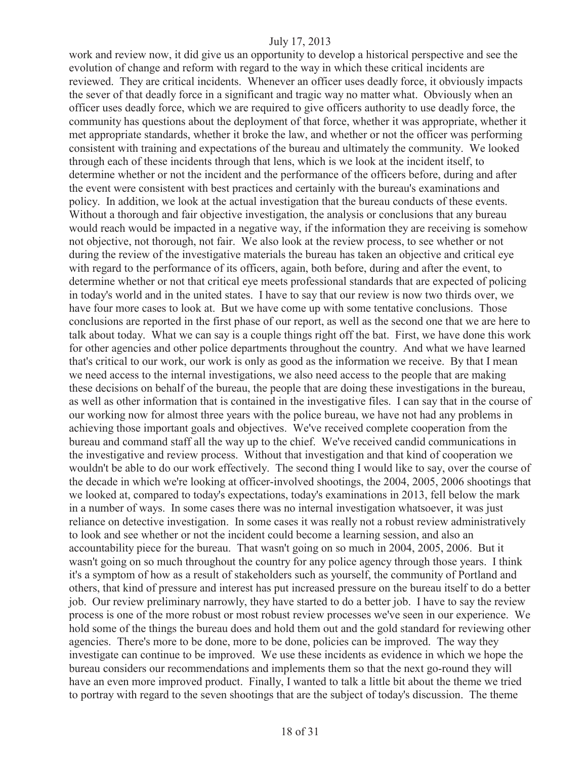work and review now, it did give us an opportunity to develop a historical perspective and see the evolution of change and reform with regard to the way in which these critical incidents are reviewed. They are critical incidents. Whenever an officer uses deadly force, it obviously impacts the sever of that deadly force in a significant and tragic way no matter what. Obviously when an officer uses deadly force, which we are required to give officers authority to use deadly force, the community has questions about the deployment of that force, whether it was appropriate, whether it met appropriate standards, whether it broke the law, and whether or not the officer was performing consistent with training and expectations of the bureau and ultimately the community. We looked through each of these incidents through that lens, which is we look at the incident itself, to determine whether or not the incident and the performance of the officers before, during and after the event were consistent with best practices and certainly with the bureau's examinations and policy. In addition, we look at the actual investigation that the bureau conducts of these events. Without a thorough and fair objective investigation, the analysis or conclusions that any bureau would reach would be impacted in a negative way, if the information they are receiving is somehow not objective, not thorough, not fair. We also look at the review process, to see whether or not during the review of the investigative materials the bureau has taken an objective and critical eye with regard to the performance of its officers, again, both before, during and after the event, to determine whether or not that critical eye meets professional standards that are expected of policing in today's world and in the united states. I have to say that our review is now two thirds over, we have four more cases to look at. But we have come up with some tentative conclusions. Those conclusions are reported in the first phase of our report, as well as the second one that we are here to talk about today. What we can say is a couple things right off the bat. First, we have done this work for other agencies and other police departments throughout the country. And what we have learned that's critical to our work, our work is only as good as the information we receive. By that I mean we need access to the internal investigations, we also need access to the people that are making these decisions on behalf of the bureau, the people that are doing these investigations in the bureau, as well as other information that is contained in the investigative files. I can say that in the course of our working now for almost three years with the police bureau, we have not had any problems in achieving those important goals and objectives. We've received complete cooperation from the bureau and command staff all the way up to the chief. We've received candid communications in the investigative and review process. Without that investigation and that kind of cooperation we wouldn't be able to do our work effectively. The second thing I would like to say, over the course of the decade in which we're looking at officer-involved shootings, the 2004, 2005, 2006 shootings that we looked at, compared to today's expectations, today's examinations in 2013, fell below the mark in a number of ways. In some cases there was no internal investigation whatsoever, it was just reliance on detective investigation. In some cases it was really not a robust review administratively to look and see whether or not the incident could become a learning session, and also an accountability piece for the bureau. That wasn't going on so much in 2004, 2005, 2006. But it wasn't going on so much throughout the country for any police agency through those years. I think it's a symptom of how as a result of stakeholders such as yourself, the community of Portland and others, that kind of pressure and interest has put increased pressure on the bureau itself to do a better job. Our review preliminary narrowly, they have started to do a better job. I have to say the review process is one of the more robust or most robust review processes we've seen in our experience. We hold some of the things the bureau does and hold them out and the gold standard for reviewing other agencies. There's more to be done, more to be done, policies can be improved. The way they investigate can continue to be improved. We use these incidents as evidence in which we hope the bureau considers our recommendations and implements them so that the next go-round they will have an even more improved product. Finally, I wanted to talk a little bit about the theme we tried to portray with regard to the seven shootings that are the subject of today's discussion. The theme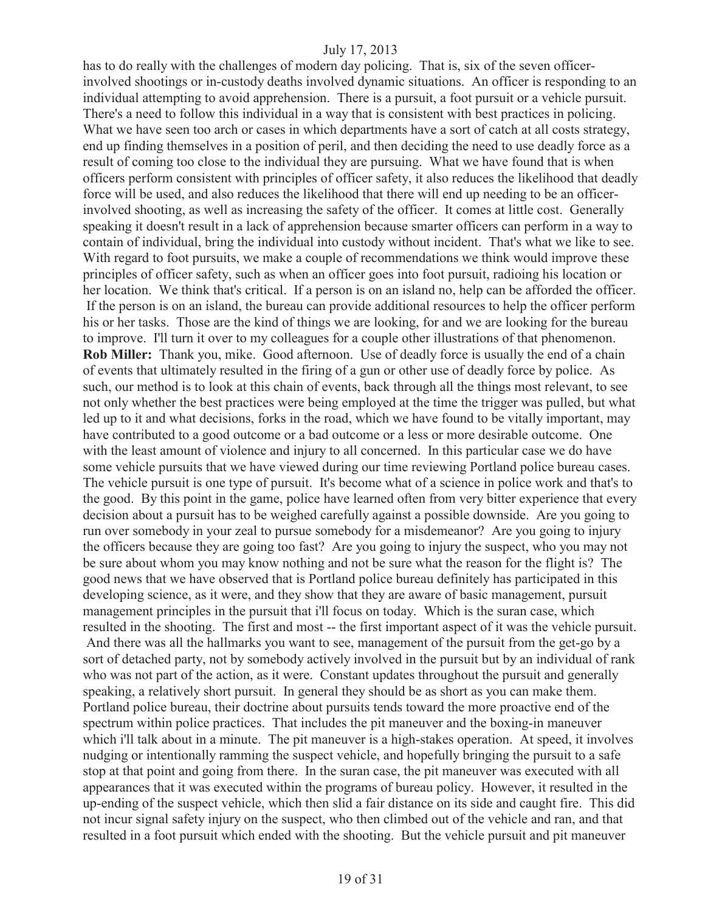has to do really with the challenges of modern day policing. That is, six of the seven officer-involved shootings or in-custody deaths involved dynamic situations. An officer is responding to an individual attempting to avoid apprehension. There is a pursuit, a foot pursuit or a vehicle pursuit. There's a need to follow this individual in a way that is consistent with best practices in policing. What we have seen too arch or cases in which departments have a sort of catch at all costs strategy, end up finding themselves in a position of peril, and then deciding the need to use deadly force as a result of coming too close to the individual they are pursuing. What we have found that is when officers perform consistent with principles of officer safety, it also reduces the likelihood that deadly force will be used, and also reduces the likelihood that there will end up needing to be an officer-involved shooting, as well as increasing the safety of the officer. It comes at little cost. Generally speaking it doesn't result in a lack of apprehension because smarter officers can perform in a way to contain of individual, bring the individual into custody without incident. That's what we like to see. With regard to foot pursuits, we make a couple of recommendations we think would improve these principles of officer safety, such as when an officer goes into foot pursuit, radioing his location or her location. We think that's critical. If a person is on an island no, help can be afforded the officer. If the person is on an island, the bureau can provide additional resources to help the officer perform his or her tasks. Those are the kind of things we are looking, for and we are looking for the bureau to improve. I'll turn it over to my colleagues for a couple other illustrations of that phenomenon.

**Rob Miller:** Thank you, mike. Good afternoon. Use of deadly force is usually the end of a chain of events that ultimately resulted in the firing of a gun or other use of deadly force by police. As such, our method is to look at this chain of events, back through all the things most relevant, to see not only whether the best practices were being employed at the time the trigger was pulled, but what led up to it and what decisions, forks in the road, which we have found to be vitally important, may have contributed to a good outcome or a bad outcome or a less or more desirable outcome. One with the least amount of violence and injury to all concerned. In this particular case we do have some vehicle pursuits that we have viewed during our time reviewing Portland police bureau cases. The vehicle pursuit is one type of pursuit. It's become what of a science in police work and that's to the good. By this point in the game, police have learned often from very bitter experience that every decision about a pursuit has to be weighed carefully against a possible downside. Are you going to run over somebody in your zeal to pursue somebody for a misdemeanor? Are you going to injury the officers because they are going too fast? Are you going to injury the suspect, who you may not be sure about whom you may know nothing and not be sure what the reason for the flight is? The good news that we have observed that is Portland police bureau definitely has participated in this developing science, as it were, and they show that they are aware of basic management, pursuit management principles in the pursuit that i'll focus on today. Which is the suran case, which resulted in the shooting. The first and most -- the first important aspect of it was the vehicle pursuit. And there was all the hallmarks you want to see, management of the pursuit from the get-go by a sort of detached party, not by somebody actively involved in the pursuit but by an individual of rank who was not part of the action, as it were. Constant updates throughout the pursuit and generally speaking, a relatively short pursuit. In general they should be as short as you can make them. Portland police bureau, their doctrine about pursuits tends toward the more proactive end of the spectrum within police practices. That includes the pit maneuver and the boxing-in maneuver which i'll talk about in a minute. The pit maneuver is a high-stakes operation. At speed, it involves nudging or intentionally ramming the suspect vehicle, and hopefully bringing the pursuit to a safe stop at that point and going from there. In the suran case, the pit maneuver was executed with all appearances that it was executed within the programs of bureau policy. However, it resulted in the up-ending of the suspect vehicle, which then slid a fair distance on its side and caught fire. This did not incur signal safety injury on the suspect, who then climbed out of the vehicle and ran, and that resulted in a foot pursuit which ended with the shooting. But the vehicle pursuit and pit maneuver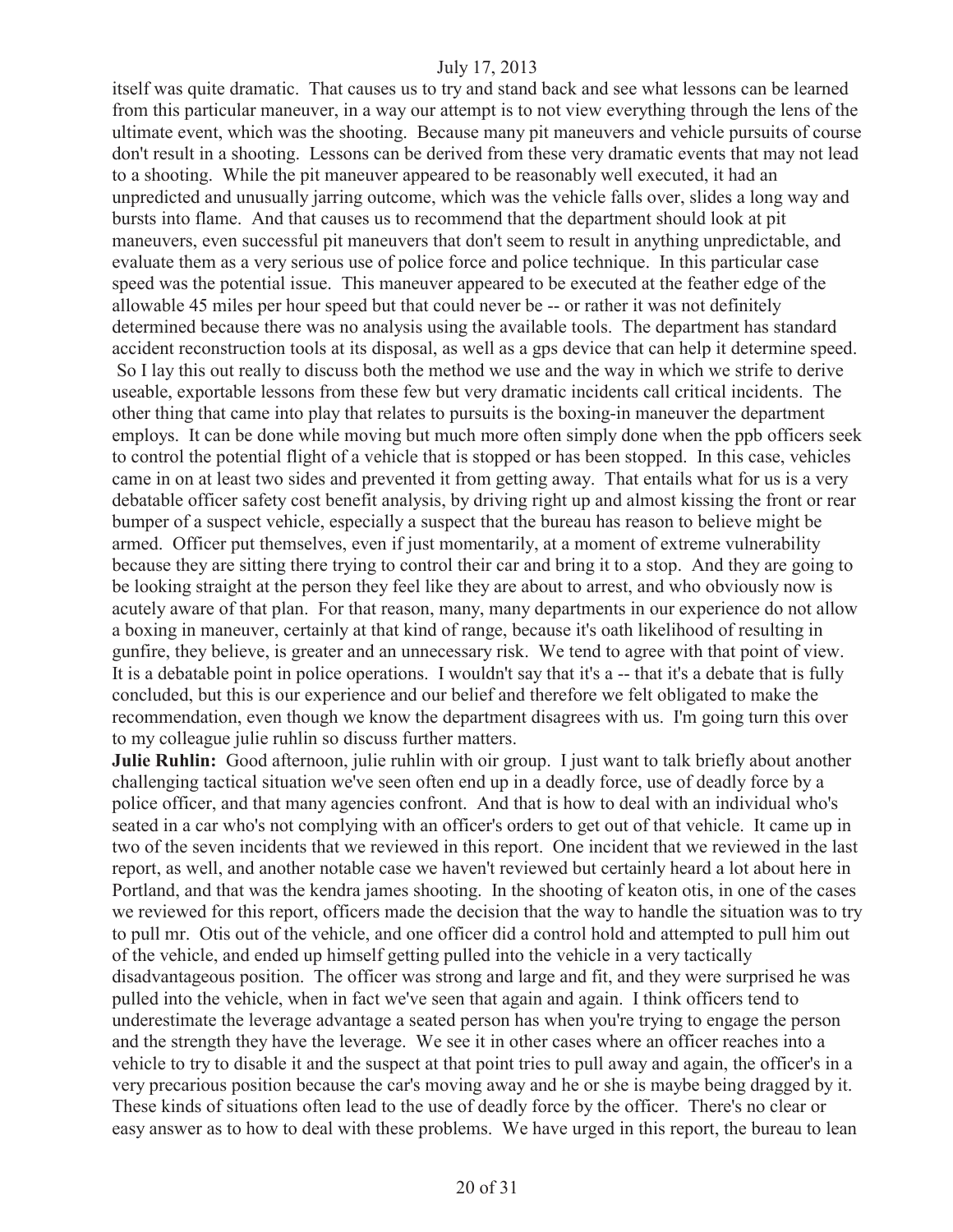itself was quite dramatic. That causes us to try and stand back and see what lessons can be learned from this particular maneuver, in a way our attempt is to not view everything through the lens of the ultimate event, which was the shooting. Because many pit maneuvers and vehicle pursuits of course don't result in a shooting. Lessons can be derived from these very dramatic events that may not lead to a shooting. While the pit maneuver appeared to be reasonably well executed, it had an unpredicted and unusually jarring outcome, which was the vehicle falls over, slides a long way and bursts into flame. And that causes us to recommend that the department should look at pit maneuvers, even successful pit maneuvers that don't seem to result in anything unpredictable, and evaluate them as a very serious use of police force and police technique. In this particular case speed was the potential issue. This maneuver appeared to be executed at the feather edge of the allowable 45 miles per hour speed but that could never be -- or rather it was not definitely determined because there was no analysis using the available tools. The department has standard accident reconstruction tools at its disposal, as well as a gps device that can help it determine speed. So I lay this out really to discuss both the method we use and the way in which we strife to derive useable, exportable lessons from these few but very dramatic incidents call critical incidents. The other thing that came into play that relates to pursuits is the boxing-in maneuver the department employs. It can be done while moving but much more often simply done when the ppb officers seek to control the potential flight of a vehicle that is stopped or has been stopped. In this case, vehicles came in on at least two sides and prevented it from getting away. That entails what for us is a very debatable officer safety cost benefit analysis, by driving right up and almost kissing the front or rear bumper of a suspect vehicle, especially a suspect that the bureau has reason to believe might be armed. Officer put themselves, even if just momentarily, at a moment of extreme vulnerability because they are sitting there trying to control their car and bring it to a stop. And they are going to be looking straight at the person they feel like they are about to arrest, and who obviously now is acutely aware of that plan. For that reason, many, many departments in our experience do not allow a boxing in maneuver, certainly at that kind of range, because it's oath likelihood of resulting in gunfire, they believe, is greater and an unnecessary risk. We tend to agree with that point of view. It is a debatable point in police operations. I wouldn't say that it's a -- that it's a debate that is fully concluded, but this is our experience and our belief and therefore we felt obligated to make the recommendation, even though we know the department disagrees with us. I'm going turn this over to my colleague julie ruhlin so discuss further matters.

**Julie Ruhlin:** Good afternoon, julie ruhlin with oir group. I just want to talk briefly about another challenging tactical situation we've seen often end up in a deadly force, use of deadly force by a police officer, and that many agencies confront. And that is how to deal with an individual who's seated in a car who's not complying with an officer's orders to get out of that vehicle. It came up in two of the seven incidents that we reviewed in this report. One incident that we reviewed in the last report, as well, and another notable case we haven't reviewed but certainly heard a lot about here in Portland, and that was the kendra james shooting. In the shooting of keaton otis, in one of the cases we reviewed for this report, officers made the decision that the way to handle the situation was to try to pull mr. Otis out of the vehicle, and one officer did a control hold and attempted to pull him out of the vehicle, and ended up himself getting pulled into the vehicle in a very tactically disadvantageous position. The officer was strong and large and fit, and they were surprised he was pulled into the vehicle, when in fact we've seen that again and again. I think officers tend to underestimate the leverage advantage a seated person has when you're trying to engage the person and the strength they have the leverage. We see it in other cases where an officer reaches into a vehicle to try to disable it and the suspect at that point tries to pull away and again, the officer's in a very precarious position because the car's moving away and he or she is maybe being dragged by it. These kinds of situations often lead to the use of deadly force by the officer. There's no clear or easy answer as to how to deal with these problems. We have urged in this report, the bureau to lean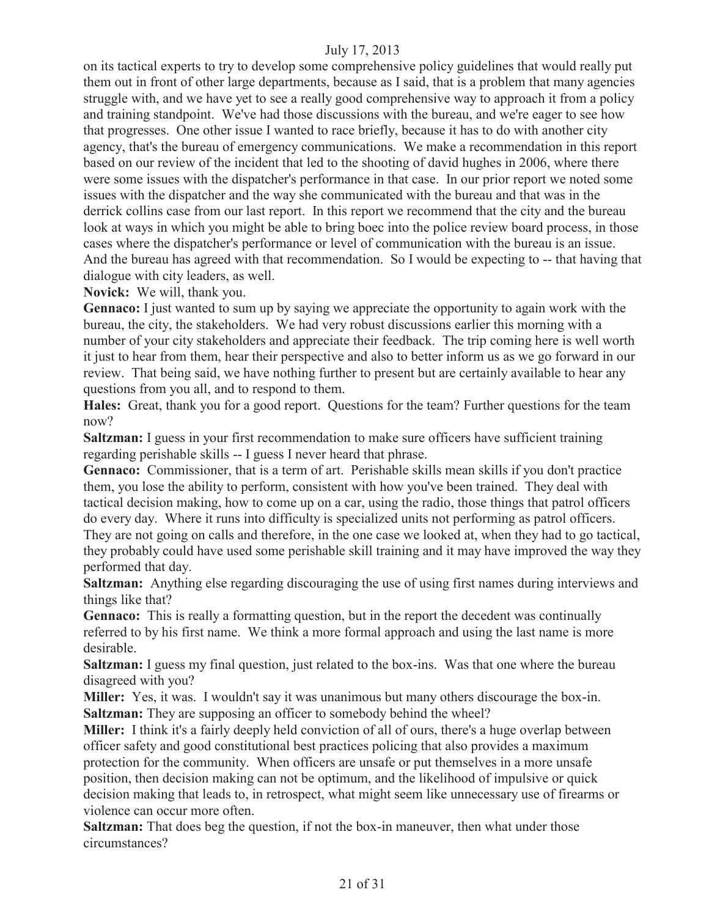on its tactical experts to try to develop some comprehensive policy guidelines that would really put them out in front of other large departments, because as I said, that is a problem that many agencies struggle with, and we have yet to see a really good comprehensive way to approach it from a policy and training standpoint. We've had those discussions with the bureau, and we're eager to see how that progresses. One other issue I wanted to race briefly, because it has to do with another city agency, that's the bureau of emergency communications. We make a recommendation in this report based on our review of the incident that led to the shooting of david hughes in 2006, where there were some issues with the dispatcher's performance in that case. In our prior report we noted some issues with the dispatcher and the way she communicated with the bureau and that was in the derrick collins case from our last report. In this report we recommend that the city and the bureau look at ways in which you might be able to bring boec into the police review board process, in those cases where the dispatcher's performance or level of communication with the bureau is an issue. And the bureau has agreed with that recommendation. So I would be expecting to -- that having that dialogue with city leaders, as well.

**Novick:** We will, thank you.

**Gennaco:** I just wanted to sum up by saying we appreciate the opportunity to again work with the bureau, the city, the stakeholders. We had very robust discussions earlier this morning with a number of your city stakeholders and appreciate their feedback. The trip coming here is well worth it just to hear from them, hear their perspective and also to better inform us as we go forward in our review. That being said, we have nothing further to present but are certainly available to hear any questions from you all, and to respond to them.

**Hales:** Great, thank you for a good report. Questions for the team? Further questions for the team now?

**Saltzman:** I guess in your first recommendation to make sure officers have sufficient training regarding perishable skills -- I guess I never heard that phrase.

**Gennaco:** Commissioner, that is a term of art. Perishable skills mean skills if you don't practice them, you lose the ability to perform, consistent with how you've been trained. They deal with tactical decision making, how to come up on a car, using the radio, those things that patrol officers do every day. Where it runs into difficulty is specialized units not performing as patrol officers. They are not going on calls and therefore, in the one case we looked at, when they had to go tactical, they probably could have used some perishable skill training and it may have improved the way they performed that day.

**Saltzman:** Anything else regarding discouraging the use of using first names during interviews and things like that?

**Gennaco:** This is really a formatting question, but in the report the decedent was continually referred to by his first name. We think a more formal approach and using the last name is more desirable.

**Saltzman:** I guess my final question, just related to the box-ins. Was that one where the bureau disagreed with you?

**Miller:** Yes, it was. I wouldn't say it was unanimous but many others discourage the box-in.

**Saltzman:** They are supposing an officer to somebody behind the wheel?

**Miller:** I think it's a fairly deeply held conviction of all of ours, there's a huge overlap between officer safety and good constitutional best practices policing that also provides a maximum protection for the community. When officers are unsafe or put themselves in a more unsafe position, then decision making can not be optimum, and the likelihood of impulsive or quick decision making that leads to, in retrospect, what might seem like unnecessary use of firearms or violence can occur more often.

**Saltzman:** That does beg the question, if not the box-in maneuver, then what under those circumstances?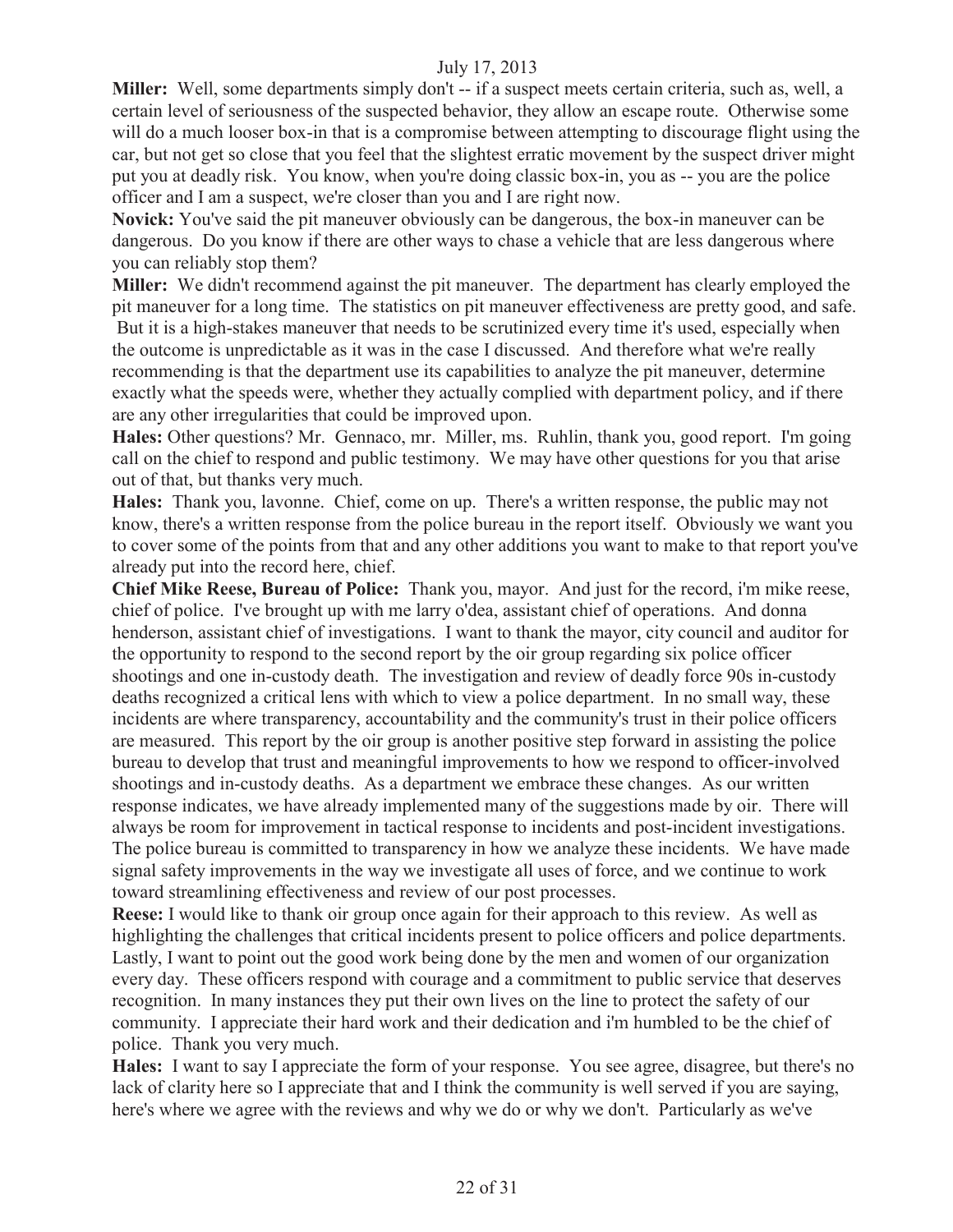**Miller:** Well, some departments simply don't -- if a suspect meets certain criteria, such as, well, a certain level of seriousness of the suspected behavior, they allow an escape route. Otherwise some will do a much looser box-in that is a compromise between attempting to discourage flight using the car, but not get so close that you feel that the slightest erratic movement by the suspect driver might put you at deadly risk. You know, when you're doing classic box-in, you as -- you are the police officer and I am a suspect, we're closer than you and I are right now.

**Novick:** You've said the pit maneuver obviously can be dangerous, the box-in maneuver can be dangerous. Do you know if there are other ways to chase a vehicle that are less dangerous where you can reliably stop them?

**Miller:** We didn't recommend against the pit maneuver. The department has clearly employed the pit maneuver for a long time. The statistics on pit maneuver effectiveness are pretty good, and safe. But it is a high-stakes maneuver that needs to be scrutinized every time it's used, especially when the outcome is unpredictable as it was in the case I discussed. And therefore what we're really recommending is that the department use its capabilities to analyze the pit maneuver, determine exactly what the speeds were, whether they actually complied with department policy, and if there are any other irregularities that could be improved upon.

**Hales:** Other questions? Mr. Gennaco, mr. Miller, ms. Ruhlin, thank you, good report. I'm going call on the chief to respond and public testimony. We may have other questions for you that arise out of that, but thanks very much.

**Hales:** Thank you, lavonne. Chief, come on up. There's a written response, the public may not know, there's a written response from the police bureau in the report itself. Obviously we want you to cover some of the points from that and any other additions you want to make to that report you've already put into the record here, chief.

**Chief Mike Reese, Bureau of Police:** Thank you, mayor. And just for the record, i'm mike reese, chief of police. I've brought up with me larry o'dea, assistant chief of operations. And donna henderson, assistant chief of investigations. I want to thank the mayor, city council and auditor for the opportunity to respond to the second report by the oir group regarding six police officer shootings and one in-custody death. The investigation and review of deadly force 90s in-custody deaths recognized a critical lens with which to view a police department. In no small way, these incidents are where transparency, accountability and the community's trust in their police officers are measured. This report by the oir group is another positive step forward in assisting the police bureau to develop that trust and meaningful improvements to how we respond to officer-involved shootings and in-custody deaths. As a department we embrace these changes. As our written response indicates, we have already implemented many of the suggestions made by oir. There will always be room for improvement in tactical response to incidents and post-incident investigations. The police bureau is committed to transparency in how we analyze these incidents. We have made signal safety improvements in the way we investigate all uses of force, and we continue to work toward streamlining effectiveness and review of our post processes.

**Reese:** I would like to thank oir group once again for their approach to this review. As well as highlighting the challenges that critical incidents present to police officers and police departments. Lastly, I want to point out the good work being done by the men and women of our organization every day. These officers respond with courage and a commitment to public service that deserves recognition. In many instances they put their own lives on the line to protect the safety of our community. I appreciate their hard work and their dedication and i'm humbled to be the chief of police. Thank you very much.

**Hales:** I want to say I appreciate the form of your response. You see agree, disagree, but there's no lack of clarity here so I appreciate that and I think the community is well served if you are saying, here's where we agree with the reviews and why we do or why we don't. Particularly as we've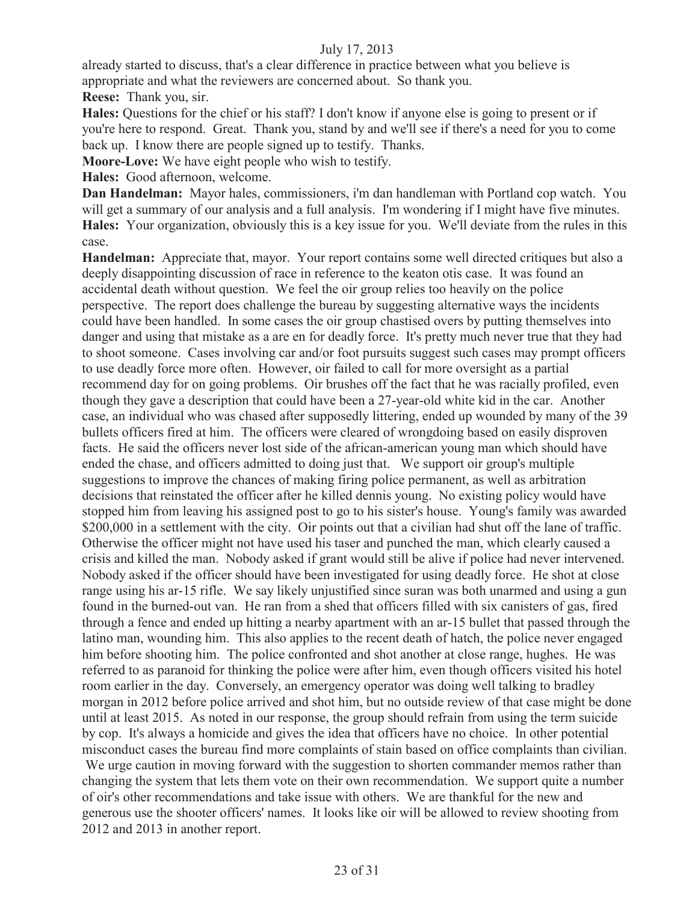already started to discuss, that's a clear difference in practice between what you believe is appropriate and what the reviewers are concerned about. So thank you.

**Reese:** Thank you, sir.

**Hales:** Questions for the chief or his staff? I don't know if anyone else is going to present or if you're here to respond. Great. Thank you, stand by and we'll see if there's a need for you to come back up. I know there are people signed up to testify. Thanks.

**Moore-Love:** We have eight people who wish to testify.

**Hales:** Good afternoon, welcome.

**Dan Handelman:** Mayor hales, commissioners, i'm dan handleman with Portland cop watch. You will get a summary of our analysis and a full analysis. I'm wondering if I might have five minutes.

**Hales:** Your organization, obviously this is a key issue for you. We'll deviate from the rules in this case.

**Handelman:** Appreciate that, mayor. Your report contains some well directed critiques but also a deeply disappointing discussion of race in reference to the keaton otis case. It was found an accidental death without question. We feel the oir group relies too heavily on the police perspective. The report does challenge the bureau by suggesting alternative ways the incidents could have been handled. In some cases the oir group chastised overs by putting themselves into danger and using that mistake as a are en for deadly force. It's pretty much never true that they had to shoot someone. Cases involving car and/or foot pursuits suggest such cases may prompt officers to use deadly force more often. However, oir failed to call for more oversight as a partial recommend day for on going problems. Oir brushes off the fact that he was racially profiled, even though they gave a description that could have been a 27-year-old white kid in the car. Another case, an individual who was chased after supposedly littering, ended up wounded by many of the 39 bullets officers fired at him. The officers were cleared of wrongdoing based on easily disproven facts. He said the officers never lost side of the african-american young man which should have ended the chase, and officers admitted to doing just that. We support oir group's multiple suggestions to improve the chances of making firing police permanent, as well as arbitration decisions that reinstated the officer after he killed dennis young. No existing policy would have stopped him from leaving his assigned post to go to his sister's house. Young's family was awarded $200,000 in a settlement with the city. Oir points out that a civilian had shut off the lane of traffic. Otherwise the officer might not have used his taser and punched the man, which clearly caused a crisis and killed the man. Nobody asked if grant would still be alive if police had never intervened. Nobody asked if the officer should have been investigated for using deadly force. He shot at close range using his ar-15 rifle. We say likely unjustified since suran was both unarmed and using a gun found in the burned-out van. He ran from a shed that officers filled with six canisters of gas, fired through a fence and ended up hitting a nearby apartment with an ar-15 bullet that passed through the latino man, wounding him. This also applies to the recent death of hatch, the police never engaged him before shooting him. The police confronted and shot another at close range, hughes. He was referred to as paranoid for thinking the police were after him, even though officers visited his hotel room earlier in the day. Conversely, an emergency operator was doing well talking to bradley morgan in 2012 before police arrived and shot him, but no outside review of that case might be done until at least 2015. As noted in our response, the group should refrain from using the term suicide by cop. It's always a homicide and gives the idea that officers have no choice. In other potential misconduct cases the bureau find more complaints of stain based on office complaints than civilian. We urge caution in moving forward with the suggestion to shorten commander memos rather than changing the system that lets them vote on their own recommendation. We support quite a number of oir's other recommendations and take issue with others. We are thankful for the new and generous use the shooter officers' names. It looks like oir will be allowed to review shooting from 2012 and 2013 in another report.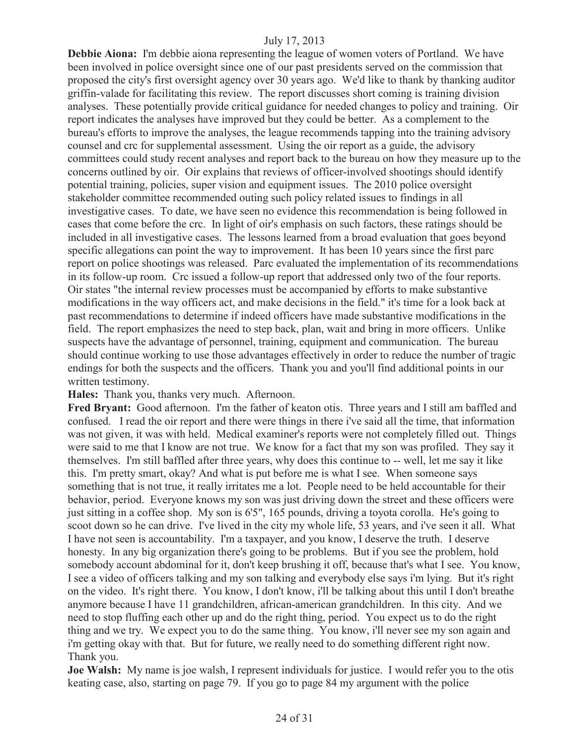**Debbie Aiona:** I'm debbie aiona representing the league of women voters of Portland. We have been involved in police oversight since one of our past presidents served on the commission that proposed the city's first oversight agency over 30 years ago. We'd like to thank by thanking auditor griffin-valade for facilitating this review. The report discusses short coming is training division analyses. These potentially provide critical guidance for needed changes to policy and training. Oir report indicates the analyses have improved but they could be better. As a complement to the bureau's efforts to improve the analyses, the league recommends tapping into the training advisory counsel and crc for supplemental assessment. Using the oir report as a guide, the advisory committees could study recent analyses and report back to the bureau on how they measure up to the concerns outlined by oir. Oir explains that reviews of officer-involved shootings should identify potential training, policies, super vision and equipment issues. The 2010 police oversight stakeholder committee recommended outing such policy related issues to findings in all investigative cases. To date, we have seen no evidence this recommendation is being followed in cases that come before the crc. In light of oir's emphasis on such factors, these ratings should be included in all investigative cases. The lessons learned from a broad evaluation that goes beyond specific allegations can point the way to improvement. It has been 10 years since the first parc report on police shootings was released. Parc evaluated the implementation of its recommendations in its follow-up room. Crc issued a follow-up report that addressed only two of the four reports. Oir states "the internal review processes must be accompanied by efforts to make substantive modifications in the way officers act, and make decisions in the field." it's time for a look back at past recommendations to determine if indeed officers have made substantive modifications in the field. The report emphasizes the need to step back, plan, wait and bring in more officers. Unlike suspects have the advantage of personnel, training, equipment and communication. The bureau should continue working to use those advantages effectively in order to reduce the number of tragic endings for both the suspects and the officers. Thank you and you'll find additional points in our written testimony.

**Hales:** Thank you, thanks very much. Afternoon.

**Fred Bryant:** Good afternoon. I'm the father of keaton otis. Three years and I still am baffled and confused. I read the oir report and there were things in there i've said all the time, that information was not given, it was with held. Medical examiner's reports were not completely filled out. Things were said to me that I know are not true. We know for a fact that my son was profiled. They say it themselves. I'm still baffled after three years, why does this continue to -- well, let me say it like this. I'm pretty smart, okay? And what is put before me is what I see. When someone says something that is not true, it really irritates me a lot. People need to be held accountable for their behavior, period. Everyone knows my son was just driving down the street and these officers were just sitting in a coffee shop. My son is 6'5", 165 pounds, driving a toyota corolla. He's going to scoot down so he can drive. I've lived in the city my whole life, 53 years, and i've seen it all. What I have not seen is accountability. I'm a taxpayer, and you know, I deserve the truth. I deserve honesty. In any big organization there's going to be problems. But if you see the problem, hold somebody account abdominal for it, don't keep brushing it off, because that's what I see. You know, I see a video of officers talking and my son talking and everybody else says i'm lying. But it's right on the video. It's right there. You know, I don't know, i'll be talking about this until I don't breathe anymore because I have 11 grandchildren, african-american grandchildren. In this city. And we need to stop fluffing each other up and do the right thing, period. You expect us to do the right thing and we try. We expect you to do the same thing. You know, i'll never see my son again and i'm getting okay with that. But for future, we really need to do something different right now. Thank you.

**Joe Walsh:** My name is joe walsh, I represent individuals for justice. I would refer you to the otis keating case, also, starting on page 79. If you go to page 84 my argument with the police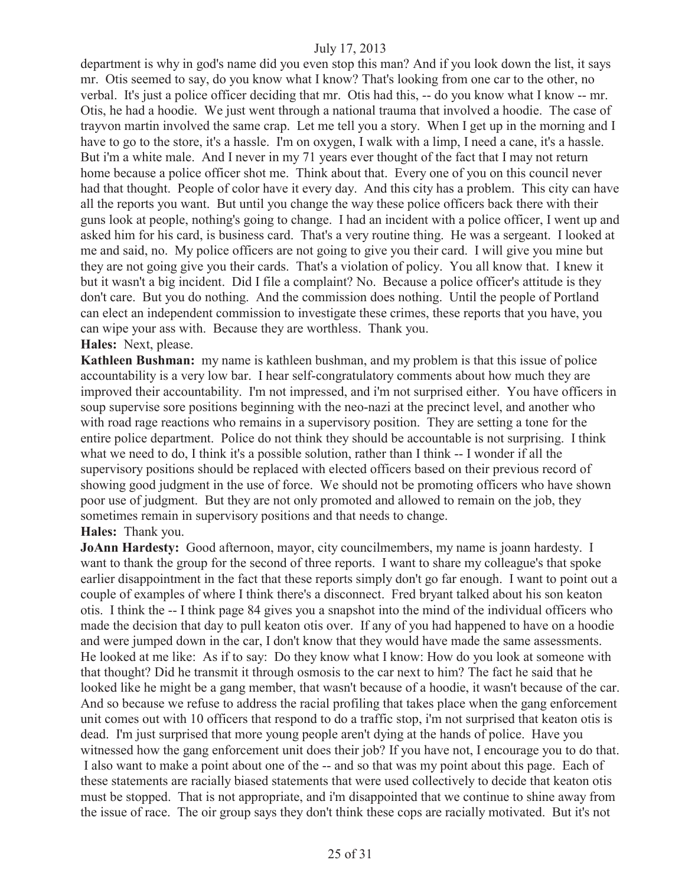department is why in god's name did you even stop this man? And if you look down the list, it says mr. Otis seemed to say, do you know what I know? That's looking from one car to the other, no verbal. It's just a police officer deciding that mr. Otis had this, -- do you know what I know -- mr. Otis, he had a hoodie. We just went through a national trauma that involved a hoodie. The case of trayvon martin involved the same crap. Let me tell you a story. When I get up in the morning and I have to go to the store, it's a hassle. I'm on oxygen, I walk with a limp, I need a cane, it's a hassle. But i'm a white male. And I never in my 71 years ever thought of the fact that I may not return home because a police officer shot me. Think about that. Every one of you on this council never had that thought. People of color have it every day. And this city has a problem. This city can have all the reports you want. But until you change the way these police officers back there with their guns look at people, nothing's going to change. I had an incident with a police officer, I went up and asked him for his card, is business card. That's a very routine thing. He was a sergeant. I looked at me and said, no. My police officers are not going to give you their card. I will give you mine but they are not going give you their cards. That's a violation of policy. You all know that. I knew it but it wasn't a big incident. Did I file a complaint? No. Because a police officer's attitude is they don't care. But you do nothing. And the commission does nothing. Until the people of Portland can elect an independent commission to investigate these crimes, these reports that you have, you can wipe your ass with. Because they are worthless. Thank you.

**Hales:** Next, please.

**Kathleen Bushman:** my name is kathleen bushman, and my problem is that this issue of police accountability is a very low bar. I hear self-congratulatory comments about how much they are improved their accountability. I'm not impressed, and i'm not surprised either. You have officers in soup supervise sore positions beginning with the neo-nazi at the precinct level, and another who with road rage reactions who remains in a supervisory position. They are setting a tone for the entire police department. Police do not think they should be accountable is not surprising. I think what we need to do, I think it's a possible solution, rather than I think -- I wonder if all the supervisory positions should be replaced with elected officers based on their previous record of showing good judgment in the use of force. We should not be promoting officers who have shown poor use of judgment. But they are not only promoted and allowed to remain on the job, they sometimes remain in supervisory positions and that needs to change.

**Hales:** Thank you.

**JoAnn Hardesty:** Good afternoon, mayor, city councilmembers, my name is joann hardesty. I want to thank the group for the second of three reports. I want to share my colleague's that spoke earlier disappointment in the fact that these reports simply don't go far enough. I want to point out a couple of examples of where I think there's a disconnect. Fred bryant talked about his son keaton otis. I think the -- I think page 84 gives you a snapshot into the mind of the individual officers who made the decision that day to pull keaton otis over. If any of you had happened to have on a hoodie and were jumped down in the car, I don't know that they would have made the same assessments. He looked at me like: As if to say: Do they know what I know: How do you look at someone with that thought? Did he transmit it through osmosis to the car next to him? The fact he said that he looked like he might be a gang member, that wasn't because of a hoodie, it wasn't because of the car. And so because we refuse to address the racial profiling that takes place when the gang enforcement unit comes out with 10 officers that respond to do a traffic stop, i'm not surprised that keaton otis is dead. I'm just surprised that more young people aren't dying at the hands of police. Have you witnessed how the gang enforcement unit does their job? If you have not, I encourage you to do that. I also want to make a point about one of the -- and so that was my point about this page. Each of these statements are racially biased statements that were used collectively to decide that keaton otis must be stopped. That is not appropriate, and i'm disappointed that we continue to shine away from the issue of race. The oir group says they don't think these cops are racially motivated. But it's not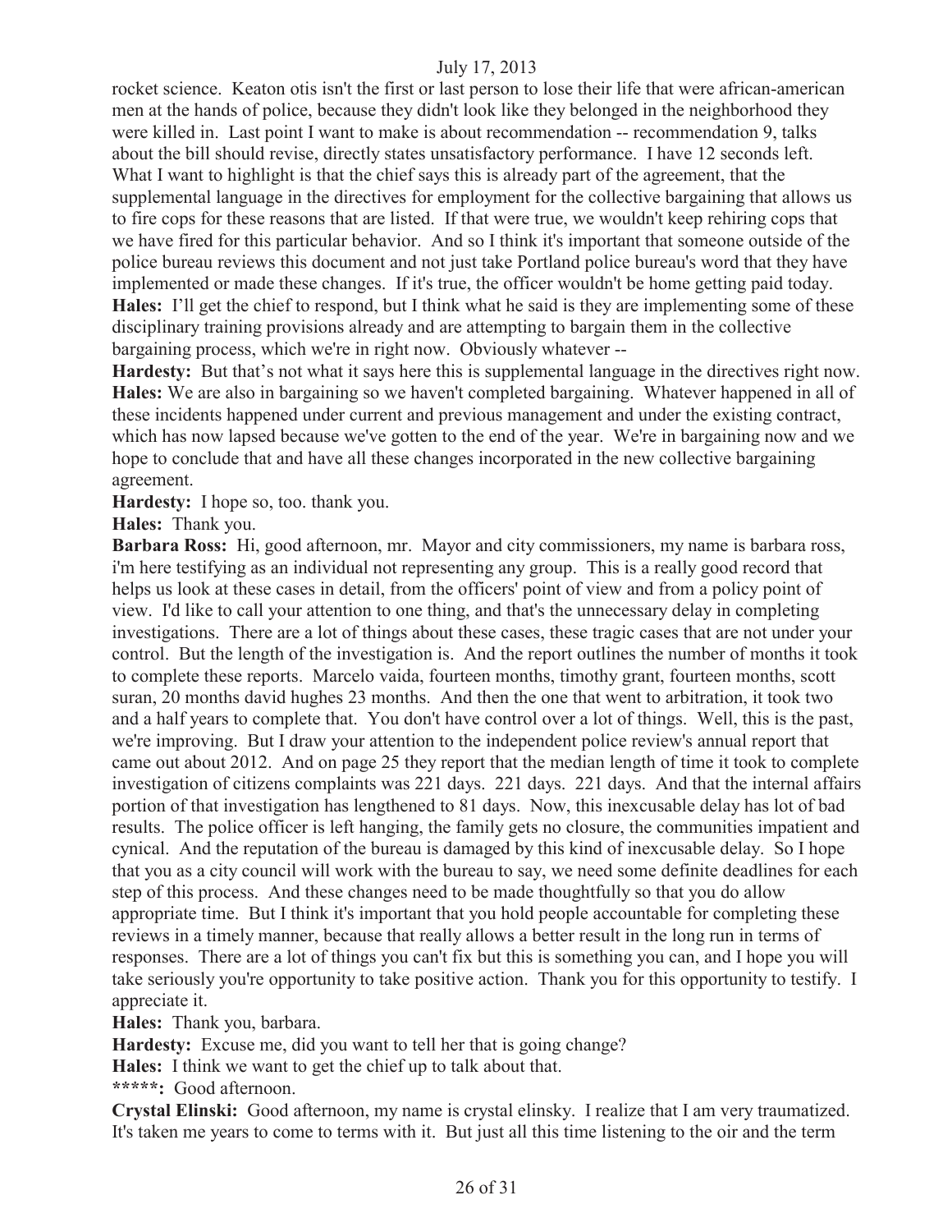rocket science. Keaton otis isn't the first or last person to lose their life that were african-american men at the hands of police, because they didn't look like they belonged in the neighborhood they were killed in. Last point I want to make is about recommendation -- recommendation 9, talks about the bill should revise, directly states unsatisfactory performance. I have 12 seconds left. What I want to highlight is that the chief says this is already part of the agreement, that the supplemental language in the directives for employment for the collective bargaining that allows us to fire cops for these reasons that are listed. If that were true, we wouldn't keep rehiring cops that we have fired for this particular behavior. And so I think it's important that someone outside of the police bureau reviews this document and not just take Portland police bureau's word that they have implemented or made these changes. If it's true, the officer wouldn't be home getting paid today.

**Hales:** I'll get the chief to respond, but I think what he said is they are implementing some of these disciplinary training provisions already and are attempting to bargain them in the collective bargaining process, which we're in right now. Obviously whatever --

**Hardesty:** But that's not what it says here this is supplemental language in the directives right now.

**Hales:** We are also in bargaining so we haven't completed bargaining. Whatever happened in all of these incidents happened under current and previous management and under the existing contract, which has now lapsed because we've gotten to the end of the year. We're in bargaining now and we hope to conclude that and have all these changes incorporated in the new collective bargaining agreement.

**Hardesty:** I hope so, too. thank you.

**Hales:** Thank you.

**Barbara Ross:** Hi, good afternoon, mr. Mayor and city commissioners, my name is barbara ross, i'm here testifying as an individual not representing any group. This is a really good record that helps us look at these cases in detail, from the officers' point of view and from a policy point of view. I'd like to call your attention to one thing, and that's the unnecessary delay in completing investigations. There are a lot of things about these cases, these tragic cases that are not under your control. But the length of the investigation is. And the report outlines the number of months it took to complete these reports. Marcelo vaida, fourteen months, timothy grant, fourteen months, scott suran, 20 months david hughes 23 months. And then the one that went to arbitration, it took two and a half years to complete that. You don't have control over a lot of things. Well, this is the past, we're improving. But I draw your attention to the independent police review's annual report that came out about 2012. And on page 25 they report that the median length of time it took to complete investigation of citizens complaints was 221 days. 221 days. 221 days. And that the internal affairs portion of that investigation has lengthened to 81 days. Now, this inexcusable delay has lot of bad results. The police officer is left hanging, the family gets no closure, the communities impatient and cynical. And the reputation of the bureau is damaged by this kind of inexcusable delay. So I hope that you as a city council will work with the bureau to say, we need some definite deadlines for each step of this process. And these changes need to be made thoughtfully so that you do allow appropriate time. But I think it's important that you hold people accountable for completing these reviews in a timely manner, because that really allows a better result in the long run in terms of responses. There are a lot of things you can't fix but this is something you can, and I hope you will take seriously you're opportunity to take positive action. Thank you for this opportunity to testify. I appreciate it.

**Hales:** Thank you, barbara.

**Hardesty:** Excuse me, did you want to tell her that is going change?

**Hales:** I think we want to get the chief up to talk about that.

**\*\*\*\*\*:** Good afternoon.

**Crystal Elinski:** Good afternoon, my name is crystal elinsky. I realize that I am very traumatized. It's taken me years to come to terms with it. But just all this time listening to the oir and the term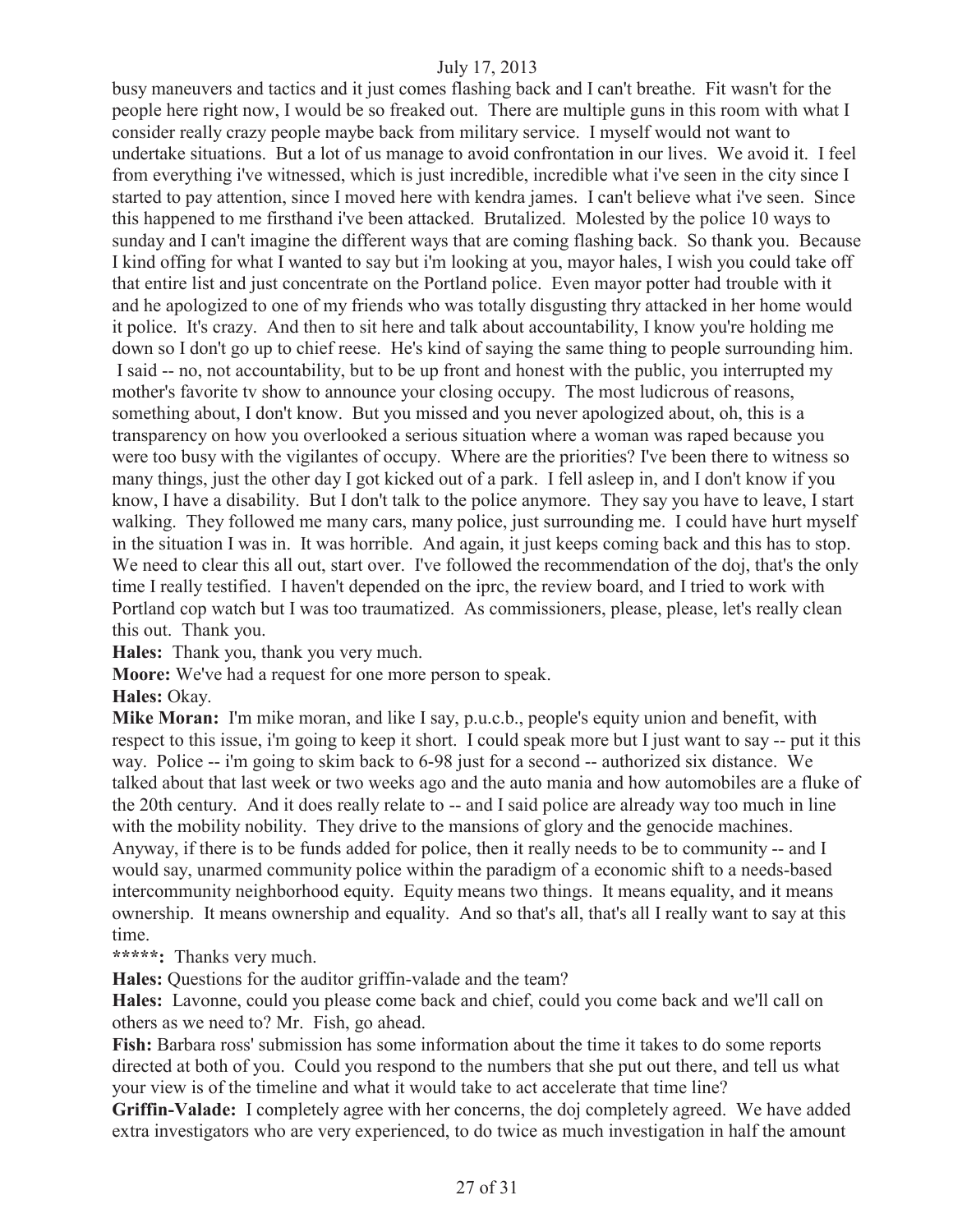busy maneuvers and tactics and it just comes flashing back and I can't breathe. Fit wasn't for the people here right now, I would be so freaked out. There are multiple guns in this room with what I consider really crazy people maybe back from military service. I myself would not want to undertake situations. But a lot of us manage to avoid confrontation in our lives. We avoid it. I feel from everything i've witnessed, which is just incredible, incredible what i've seen in the city since I started to pay attention, since I moved here with kendra james. I can't believe what i've seen. Since this happened to me firsthand i've been attacked. Brutalized. Molested by the police 10 ways to sunday and I can't imagine the different ways that are coming flashing back. So thank you. Because I kind offing for what I wanted to say but i'm looking at you, mayor hales, I wish you could take off that entire list and just concentrate on the Portland police. Even mayor potter had trouble with it and he apologized to one of my friends who was totally disgusting thry attacked in her home would it police. It's crazy. And then to sit here and talk about accountability, I know you're holding me down so I don't go up to chief reese. He's kind of saying the same thing to people surrounding him. I said -- no, not accountability, but to be up front and honest with the public, you interrupted my mother's favorite tv show to announce your closing occupy. The most ludicrous of reasons, something about, I don't know. But you missed and you never apologized about, oh, this is a transparency on how you overlooked a serious situation where a woman was raped because you were too busy with the vigilantes of occupy. Where are the priorities? I've been there to witness so many things, just the other day I got kicked out of a park. I fell asleep in, and I don't know if you know, I have a disability. But I don't talk to the police anymore. They say you have to leave, I start walking. They followed me many cars, many police, just surrounding me. I could have hurt myself in the situation I was in. It was horrible. And again, it just keeps coming back and this has to stop. We need to clear this all out, start over. I've followed the recommendation of the doj, that's the only time I really testified. I haven't depended on the iprc, the review board, and I tried to work with Portland cop watch but I was too traumatized. As commissioners, please, please, let's really clean this out. Thank you.

**Hales:** Thank you, thank you very much.

**Moore:** We've had a request for one more person to speak.

**Hales:** Okay.

**Mike Moran:** I'm mike moran, and like I say, p.u.c.b., people's equity union and benefit, with respect to this issue, i'm going to keep it short. I could speak more but I just want to say -- put it this way. Police -- i'm going to skim back to 6-98 just for a second -- authorized six distance. We talked about that last week or two weeks ago and the auto mania and how automobiles are a fluke of the 20th century. And it does really relate to -- and I said police are already way too much in line with the mobility nobility. They drive to the mansions of glory and the genocide machines. Anyway, if there is to be funds added for police, then it really needs to be to community -- and I would say, unarmed community police within the paradigm of a economic shift to a needs-based intercommunity neighborhood equity. Equity means two things. It means equality, and it means ownership. It means ownership and equality. And so that's all, that's all I really want to say at this time.

**\*\*\*\*\*:** Thanks very much.

**Hales:** Questions for the auditor griffin-valade and the team?

**Hales:** Lavonne, could you please come back and chief, could you come back and we'll call on others as we need to? Mr. Fish, go ahead.

**Fish:** Barbara ross' submission has some information about the time it takes to do some reports directed at both of you. Could you respond to the numbers that she put out there, and tell us what your view is of the timeline and what it would take to act accelerate that time line?

**Griffin-Valade:** I completely agree with her concerns, the doj completely agreed. We have added extra investigators who are very experienced, to do twice as much investigation in half the amount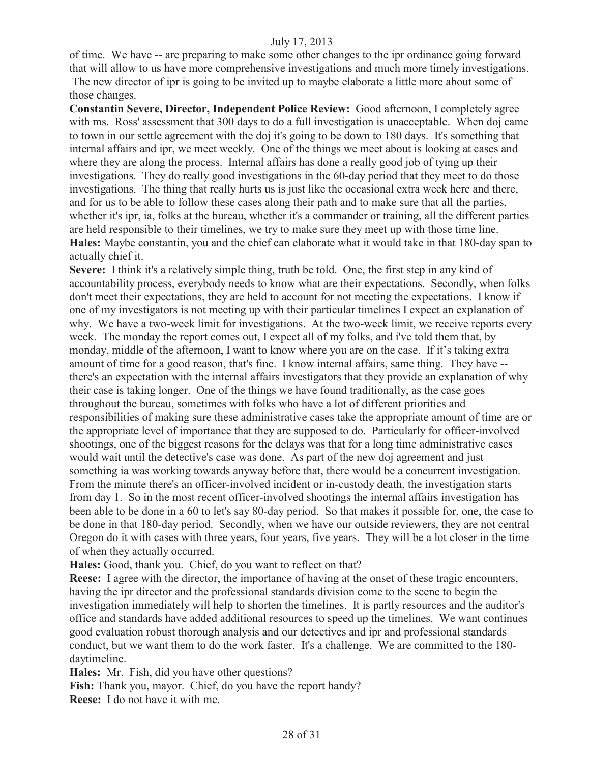of time. We have -- are preparing to make some other changes to the ipr ordinance going forward that will allow to us have more comprehensive investigations and much more timely investigations. The new director of ipr is going to be invited up to maybe elaborate a little more about some of those changes.

**Constantin Severe, Director, Independent Police Review:** Good afternoon, I completely agree with ms. Ross' assessment that 300 days to do a full investigation is unacceptable. When doj came to town in our settle agreement with the doj it's going to be down to 180 days. It's something that internal affairs and ipr, we meet weekly. One of the things we meet about is looking at cases and where they are along the process. Internal affairs has done a really good job of tying up their investigations. They do really good investigations in the 60-day period that they meet to do those investigations. The thing that really hurts us is just like the occasional extra week here and there, and for us to be able to follow these cases along their path and to make sure that all the parties, whether it's ipr, ia, folks at the bureau, whether it's a commander or training, all the different parties are held responsible to their timelines, we try to make sure they meet up with those time line.

**Hales:** Maybe constantin, you and the chief can elaborate what it would take in that 180-day span to actually chief it.

**Severe:** I think it's a relatively simple thing, truth be told. One, the first step in any kind of accountability process, everybody needs to know what are their expectations. Secondly, when folks don't meet their expectations, they are held to account for not meeting the expectations. I know if one of my investigators is not meeting up with their particular timelines I expect an explanation of why. We have a two-week limit for investigations. At the two-week limit, we receive reports every week. The monday the report comes out, I expect all of my folks, and i've told them that, by monday, middle of the afternoon, I want to know where you are on the case. If it's taking extra amount of time for a good reason, that's fine. I know internal affairs, same thing. They have -- there's an expectation with the internal affairs investigators that they provide an explanation of why their case is taking longer. One of the things we have found traditionally, as the case goes throughout the bureau, sometimes with folks who have a lot of different priorities and responsibilities of making sure these administrative cases take the appropriate amount of time are or the appropriate level of importance that they are supposed to do. Particularly for officer-involved shootings, one of the biggest reasons for the delays was that for a long time administrative cases would wait until the detective's case was done. As part of the new doj agreement and just something ia was working towards anyway before that, there would be a concurrent investigation. From the minute there's an officer-involved incident or in-custody death, the investigation starts from day 1. So in the most recent officer-involved shootings the internal affairs investigation has been able to be done in a 60 to let's say 80-day period. So that makes it possible for, one, the case to be done in that 180-day period. Secondly, when we have our outside reviewers, they are not central Oregon do it with cases with three years, four years, five years. They will be a lot closer in the time of when they actually occurred.

**Hales:** Good, thank you. Chief, do you want to reflect on that?

**Reese:** I agree with the director, the importance of having at the onset of these tragic encounters, having the ipr director and the professional standards division come to the scene to begin the investigation immediately will help to shorten the timelines. It is partly resources and the auditor's office and standards have added additional resources to speed up the timelines. We want continues good evaluation robust thorough analysis and our detectives and ipr and professional standards conduct, but we want them to do the work faster. It's a challenge. We are committed to the 180-daytimeline.

**Hales:** Mr. Fish, did you have other questions?

**Fish:** Thank you, mayor. Chief, do you have the report handy?

**Reese:** I do not have it with me.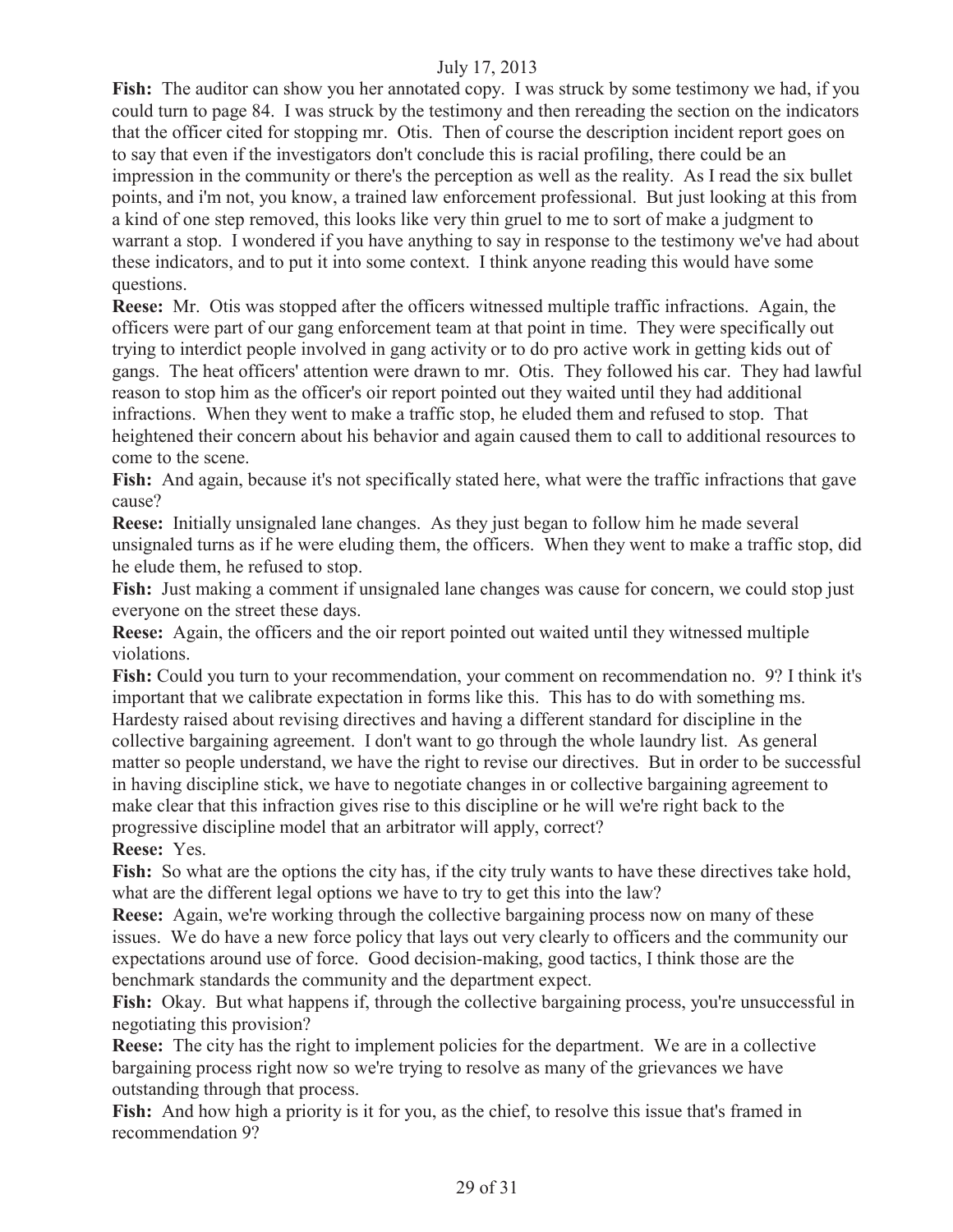**Fish:** The auditor can show you her annotated copy. I was struck by some testimony we had, if you could turn to page 84. I was struck by the testimony and then rereading the section on the indicators that the officer cited for stopping mr. Otis. Then of course the description incident report goes on to say that even if the investigators don't conclude this is racial profiling, there could be an impression in the community or there's the perception as well as the reality. As I read the six bullet points, and i'm not, you know, a trained law enforcement professional. But just looking at this from a kind of one step removed, this looks like very thin gruel to me to sort of make a judgment to warrant a stop. I wondered if you have anything to say in response to the testimony we've had about these indicators, and to put it into some context. I think anyone reading this would have some questions.

**Reese:** Mr. Otis was stopped after the officers witnessed multiple traffic infractions. Again, the officers were part of our gang enforcement team at that point in time. They were specifically out trying to interdict people involved in gang activity or to do pro active work in getting kids out of gangs. The heat officers' attention were drawn to mr. Otis. They followed his car. They had lawful reason to stop him as the officer's oir report pointed out they waited until they had additional infractions. When they went to make a traffic stop, he eluded them and refused to stop. That heightened their concern about his behavior and again caused them to call to additional resources to come to the scene.

**Fish:** And again, because it's not specifically stated here, what were the traffic infractions that gave cause?

**Reese:** Initially unsignaled lane changes. As they just began to follow him he made several unsignaled turns as if he were eluding them, the officers. When they went to make a traffic stop, did he elude them, he refused to stop.

**Fish:** Just making a comment if unsignaled lane changes was cause for concern, we could stop just everyone on the street these days.

**Reese:** Again, the officers and the oir report pointed out waited until they witnessed multiple violations.

**Fish:** Could you turn to your recommendation, your comment on recommendation no. 9? I think it's important that we calibrate expectation in forms like this. This has to do with something ms. Hardesty raised about revising directives and having a different standard for discipline in the collective bargaining agreement. I don't want to go through the whole laundry list. As general matter so people understand, we have the right to revise our directives. But in order to be successful in having discipline stick, we have to negotiate changes in or collective bargaining agreement to make clear that this infraction gives rise to this discipline or he will we're right back to the progressive discipline model that an arbitrator will apply, correct?

**Reese:** Yes.

**Fish:** So what are the options the city has, if the city truly wants to have these directives take hold, what are the different legal options we have to try to get this into the law?

**Reese:** Again, we're working through the collective bargaining process now on many of these issues. We do have a new force policy that lays out very clearly to officers and the community our expectations around use of force. Good decision-making, good tactics, I think those are the benchmark standards the community and the department expect.

**Fish:** Okay. But what happens if, through the collective bargaining process, you're unsuccessful in negotiating this provision?

**Reese:** The city has the right to implement policies for the department. We are in a collective bargaining process right now so we're trying to resolve as many of the grievances we have outstanding through that process.

**Fish:** And how high a priority is it for you, as the chief, to resolve this issue that's framed in recommendation 9?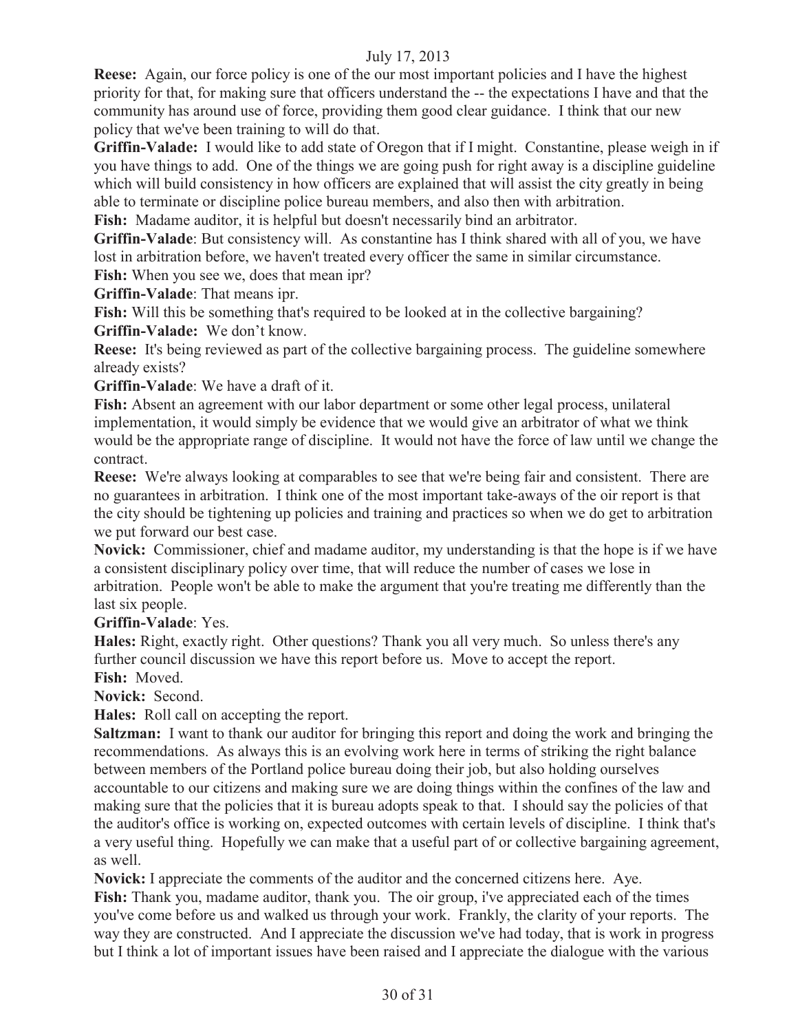**Reese:** Again, our force policy is one of the our most important policies and I have the highest priority for that, for making sure that officers understand the -- the expectations I have and that the community has around use of force, providing them good clear guidance. I think that our new policy that we've been training to will do that.

**Griffin-Valade:** I would like to add state of Oregon that if I might. Constantine, please weigh in if you have things to add. One of the things we are going push for right away is a discipline guideline which will build consistency in how officers are explained that will assist the city greatly in being able to terminate or discipline police bureau members, and also then with arbitration.

**Fish:** Madame auditor, it is helpful but doesn't necessarily bind an arbitrator.

**Griffin-Valade**: But consistency will. As constantine has I think shared with all of you, we have lost in arbitration before, we haven't treated every officer the same in similar circumstance.

**Fish:** When you see we, does that mean ipr?

**Griffin-Valade**: That means ipr.

**Fish:** Will this be something that's required to be looked at in the collective bargaining?

**Griffin-Valade:** We don't know.

**Reese:** It's being reviewed as part of the collective bargaining process. The guideline somewhere already exists?

**Griffin-Valade**: We have a draft of it.

**Fish:** Absent an agreement with our labor department or some other legal process, unilateral implementation, it would simply be evidence that we would give an arbitrator of what we think would be the appropriate range of discipline. It would not have the force of law until we change the contract.

**Reese:** We're always looking at comparables to see that we're being fair and consistent. There are no guarantees in arbitration. I think one of the most important take-aways of the oir report is that the city should be tightening up policies and training and practices so when we do get to arbitration we put forward our best case.

**Novick:** Commissioner, chief and madame auditor, my understanding is that the hope is if we have a consistent disciplinary policy over time, that will reduce the number of cases we lose in arbitration. People won't be able to make the argument that you're treating me differently than the last six people.

**Griffin-Valade**: Yes.

**Hales:** Right, exactly right. Other questions? Thank you all very much. So unless there's any further council discussion we have this report before us. Move to accept the report.

**Fish:** Moved.

**Novick:** Second.

**Hales:** Roll call on accepting the report.

**Saltzman:** I want to thank our auditor for bringing this report and doing the work and bringing the recommendations. As always this is an evolving work here in terms of striking the right balance between members of the Portland police bureau doing their job, but also holding ourselves accountable to our citizens and making sure we are doing things within the confines of the law and making sure that the policies that it is bureau adopts speak to that. I should say the policies of that the auditor's office is working on, expected outcomes with certain levels of discipline. I think that's a very useful thing. Hopefully we can make that a useful part of or collective bargaining agreement, as well.

**Novick:** I appreciate the comments of the auditor and the concerned citizens here. Aye.

**Fish:** Thank you, madame auditor, thank you. The oir group, i've appreciated each of the times you've come before us and walked us through your work. Frankly, the clarity of your reports. The way they are constructed. And I appreciate the discussion we've had today, that is work in progress but I think a lot of important issues have been raised and I appreciate the dialogue with the various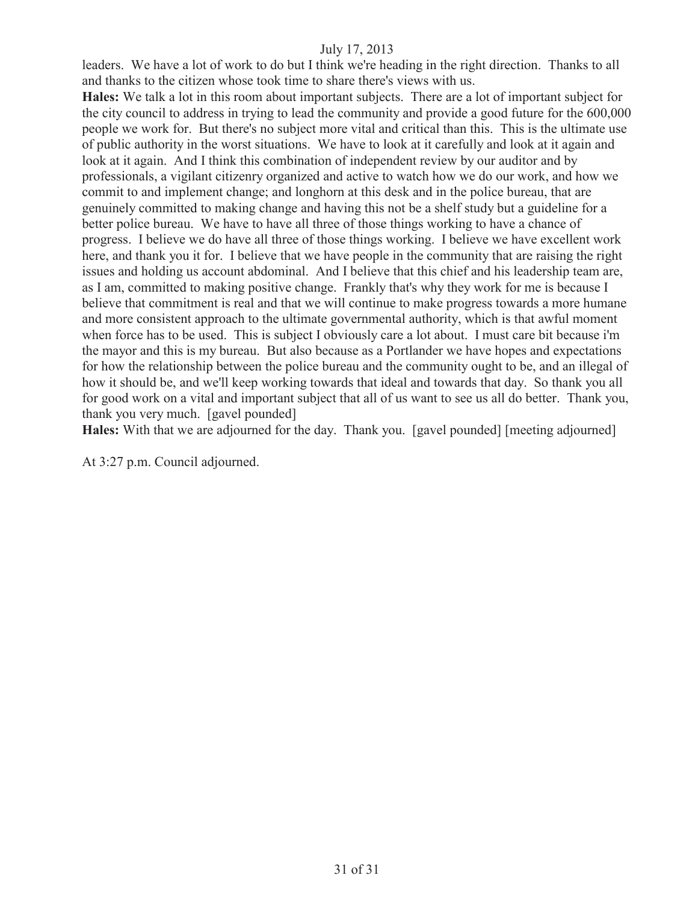leaders. We have a lot of work to do but I think we're heading in the right direction. Thanks to all and thanks to the citizen whose took time to share there's views with us.

**Hales:** We talk a lot in this room about important subjects. There are a lot of important subject for the city council to address in trying to lead the community and provide a good future for the 600,000 people we work for. But there's no subject more vital and critical than this. This is the ultimate use of public authority in the worst situations. We have to look at it carefully and look at it again and look at it again. And I think this combination of independent review by our auditor and by professionals, a vigilant citizenry organized and active to watch how we do our work, and how we commit to and implement change; and longhorn at this desk and in the police bureau, that are genuinely committed to making change and having this not be a shelf study but a guideline for a better police bureau. We have to have all three of those things working to have a chance of progress. I believe we do have all three of those things working. I believe we have excellent work here, and thank you it for. I believe that we have people in the community that are raising the right issues and holding us account abdominal. And I believe that this chief and his leadership team are, as I am, committed to making positive change. Frankly that's why they work for me is because I believe that commitment is real and that we will continue to make progress towards a more humane and more consistent approach to the ultimate governmental authority, which is that awful moment when force has to be used. This is subject I obviously care a lot about. I must care bit because i'm the mayor and this is my bureau. But also because as a Portlander we have hopes and expectations for how the relationship between the police bureau and the community ought to be, and an illegal of how it should be, and we'll keep working towards that ideal and towards that day. So thank you all for good work on a vital and important subject that all of us want to see us all do better. Thank you, thank you very much. [gavel pounded]

**Hales:** With that we are adjourned for the day. Thank you. [gavel pounded] [meeting adjourned]

At 3:27 p.m. Council adjourned.